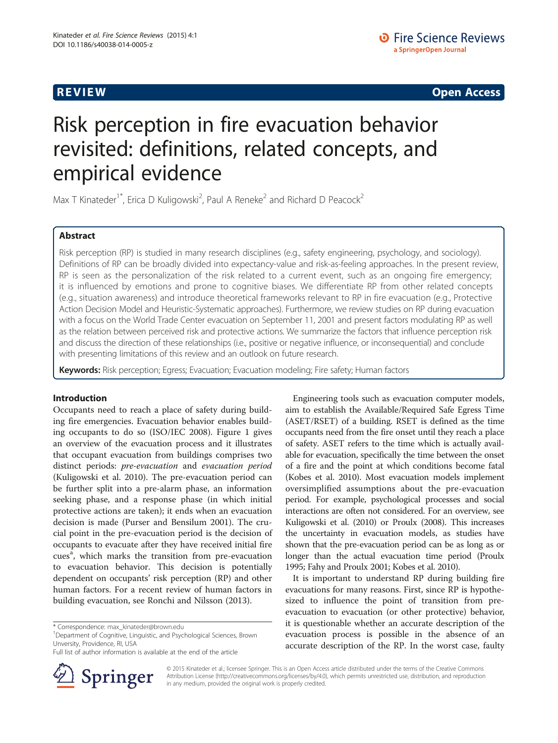**REVIEW** **Open Access**

# Risk perception in fire evacuation behavior revisited: definitions, related concepts, and empirical evidence

Max T Kinateder[1*], Erica D Kuligowski[2], Paul A Reneke[2] and Richard D Peacock[2]

## Abstract

Risk perception (RP) is studied in many research disciplines (e.g., safety engineering, psychology, and sociology). Definitions of RP can be broadly divided into expectancy-value and risk-as-feeling approaches. In the present review, RP is seen as the personalization of the risk related to a current event, such as an ongoing fire emergency; it is influenced by emotions and prone to cognitive biases. We differentiate RP from other related concepts (e.g., situation awareness) and introduce theoretical frameworks relevant to RP in fire evacuation (e.g., Protective Action Decision Model and Heuristic-Systematic approaches). Furthermore, we review studies on RP during evacuation with a focus on the World Trade Center evacuation on September 11, 2001 and present factors modulating RP as well as the relation between perceived risk and protective actions. We summarize the factors that influence perception risk and discuss the direction of these relationships (i.e., positive or negative influence, or inconsequential) and conclude with presenting limitations of this review and an outlook on future research.

**Keywords:** Risk perception; Egress; Evacuation; Evacuation modeling; Fire safety; Human factors

## Introduction

Occupants need to reach a place of safety during building fire emergencies. Evacuation behavior enables building occupants to do so (ISO/IEC 2008). Figure 1 gives an overview of the evacuation process and it illustrates that occupant evacuation from buildings comprises two distinct periods: *pre-evacuation* and *evacuation period* (Kuligowski et al. 2010). The pre-evacuation period can be further split into a pre-alarm phase, an information seeking phase, and a response phase (in which initial protective actions are taken); it ends when an evacuation decision is made (Purser and Bensilum 2001). The crucial point in the pre-evacuation period is the decision of occupants to evacuate after they have received initial fire cues[a], which marks the transition from pre-evacuation to evacuation behavior. This decision is potentially dependent on occupants' risk perception (RP) and other human factors. For a recent review of human factors in building evacuation, see Ronchi and Nilsson (2013).

Engineering tools such as evacuation computer models, aim to establish the Available/Required Safe Egress Time (ASET/RSET) of a building. RSET is defined as the time occupants need from the fire onset until they reach a place of safety. ASET refers to the time which is actually available for evacuation, specifically the time between the onset of a fire and the point at which conditions become fatal (Kobes et al. 2010). Most evacuation models implement oversimplified assumptions about the pre-evacuation period. For example, psychological processes and social interactions are often not considered. For an overview, see Kuligowski et al. (2010) or Proulx (2008). This increases the uncertainty in evacuation models, as studies have shown that the pre-evacuation period can be as long as or longer than the actual evacuation time period (Proulx 1995; Fahy and Proulx 2001; Kobes et al. 2010).

It is important to understand RP during building fire evacuations for many reasons. First, since RP is hypothesized to influence the point of transition from pre-evacuation to evacuation (or other protective) behavior, it is questionable whether an accurate description of the evacuation process is possible in the absence of an accurate description of the RP. In the worst case, faulty

\* Correspondence: max_kinateder@brown.edu
[1]Department of Cognitive, Linguistic, and Psychological Sciences, Brown University, Providence, RI, USA
Full list of author information is available at the end of the article

© 2015 Kinateder et al.; licensee Springer. This is an Open Access article distributed under the terms of the Creative Commons Attribution License (http://creativecommons.org/licenses/by/4.0), which permits unrestricted use, distribution, and reproduction in any medium, provided the original work is properly credited.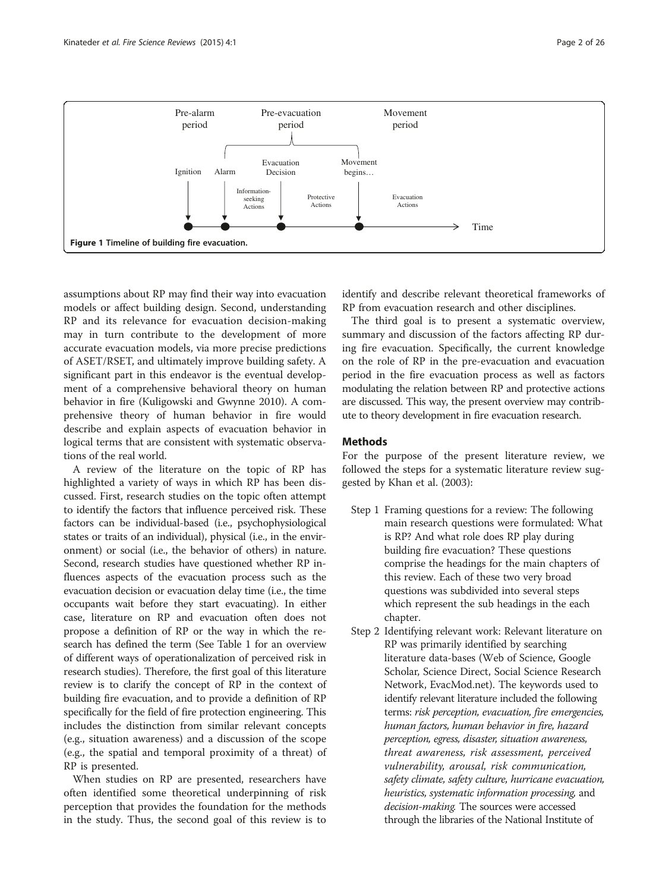Figure 1 Timeline of building fire evacuation.

assumptions about RP may find their way into evacuation models or affect building design. Second, understanding RP and its relevance for evacuation decision-making may in turn contribute to the development of more accurate evacuation models, via more precise predictions of ASET/RSET, and ultimately improve building safety. A significant part in this endeavor is the eventual development of a comprehensive behavioral theory on human behavior in fire (Kuligowski and Gwynne 2010). A comprehensive theory of human behavior in fire would describe and explain aspects of evacuation behavior in logical terms that are consistent with systematic observations of the real world.

A review of the literature on the topic of RP has highlighted a variety of ways in which RP has been discussed. First, research studies on the topic often attempt to identify the factors that influence perceived risk. These factors can be individual-based (i.e., psychophysiological states or traits of an individual), physical (i.e., in the environment) or social (i.e., the behavior of others) in nature. Second, research studies have questioned whether RP influences aspects of the evacuation process such as the evacuation decision or evacuation delay time (i.e., the time occupants wait before they start evacuating). In either case, literature on RP and evacuation often does not propose a definition of RP or the way in which the research has defined the term (See Table 1 for an overview of different ways of operationalization of perceived risk in research studies). Therefore, the first goal of this literature review is to clarify the concept of RP in the context of building fire evacuation, and to provide a definition of RP specifically for the field of fire protection engineering. This includes the distinction from similar relevant concepts (e.g., situation awareness) and a discussion of the scope (e.g., the spatial and temporal proximity of a threat) of RP is presented.

When studies on RP are presented, researchers have often identified some theoretical underpinning of risk perception that provides the foundation for the methods in the study. Thus, the second goal of this review is to identify and describe relevant theoretical frameworks of RP from evacuation research and other disciplines.

The third goal is to present a systematic overview, summary and discussion of the factors affecting RP during fire evacuation. Specifically, the current knowledge on the role of RP in the pre-evacuation and evacuation period in the fire evacuation process as well as factors modulating the relation between RP and protective actions are discussed. This way, the present overview may contribute to theory development in fire evacuation research.

## Methods

For the purpose of the present literature review, we followed the steps for a systematic literature review suggested by Khan et al. (2003):

Step 1 Framing questions for a review: The following main research questions were formulated: What is RP? And what role does RP play during building fire evacuation? These questions comprise the headings for the main chapters of this review. Each of these two very broad questions was subdivided into several steps which represent the sub headings in the each chapter.

Step 2 Identifying relevant work: Relevant literature on RP was primarily identified by searching literature data-bases (Web of Science, Google Scholar, Science Direct, Social Science Research Network, EvacMod.net). The keywords used to identify relevant literature included the following terms: *risk perception, evacuation, fire emergencies, human factors, human behavior in fire, hazard perception, egress, disaster, situation awareness, threat awareness, risk assessment, perceived vulnerability, arousal, risk communication, safety climate, safety culture, hurricane evacuation, heuristics, systematic information processing,* and *decision-making.* The sources were accessed through the libraries of the National Institute of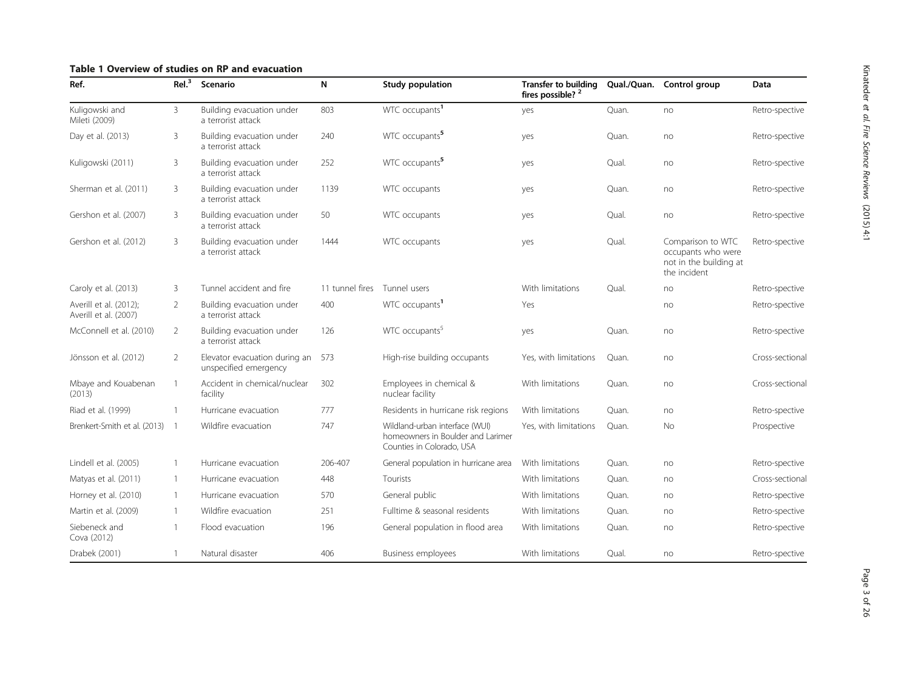**Table 1 Overview of studies on RP and evacuation**

| Ref. | Rel.[3] | Scenario | N | Study population | Transfer to building fires possible? [2] | Qual./Quan. | Control group | Data |
|---|---|---|---|---|---|---|---|---|
| Kuligowski and Mileti (2009) | 3 | Building evacuation under a terrorist attack | 803 | WTC occupants[1] | yes | Quan. | no | Retro-spective |
| Day et al. (2013) | 3 | Building evacuation under a terrorist attack | 240 | WTC occupants[5] | yes | Quan. | no | Retro-spective |
| Kuligowski (2011) | 3 | Building evacuation under a terrorist attack | 252 | WTC occupants[5] | yes | Qual. | no | Retro-spective |
| Sherman et al. (2011) | 3 | Building evacuation under a terrorist attack | 1139 | WTC occupants | yes | Quan. | no | Retro-spective |
| Gershon et al. (2007) | 3 | Building evacuation under a terrorist attack | 50 | WTC occupants | yes | Qual. | no | Retro-spective |
| Gershon et al. (2012) | 3 | Building evacuation under a terrorist attack | 1444 | WTC occupants | yes | Qual. | Comparison to WTC occupants who were not in the building at the incident | Retro-spective |
| Caroly et al. (2013) | 3 | Tunnel accident and fire | 11 tunnel fires | Tunnel users | With limitations | Qual. | no | Retro-spective |
| Averill et al. (2012); Averill et al. (2007) | 2 | Building evacuation under a terrorist attack | 400 | WTC occupants[1] | Yes | | no | Retro-spective |
| McConnell et al. (2010) | 2 | Building evacuation under a terrorist attack | 126 | WTC occupants[5] | yes | Quan. | no | Retro-spective |
| Jönsson et al. (2012) | 2 | Elevator evacuation during an unspecified emergency | 573 | High-rise building occupants | Yes, with limitations | Quan. | no | Cross-sectional |
| Mbaye and Kouabenan (2013) | 1 | Accident in chemical/nuclear facility | 302 | Employees in chemical & nuclear facility | With limitations | Quan. | no | Cross-sectional |
| Riad et al. (1999) | 1 | Hurricane evacuation | 777 | Residents in hurricane risk regions | With limitations | Quan. | no | Retro-spective |
| Brenkert-Smith et al. (2013) | 1 | Wildfire evacuation | 747 | Wildland-urban interface (WUI) homeowners in Boulder and Larimer Counties in Colorado, USA | Yes, with limitations | Quan. | No | Prospective |
| Lindell et al. (2005) | 1 | Hurricane evacuation | 206-407 | General population in hurricane area | With limitations | Quan. | no | Retro-spective |
| Matyas et al. (2011) | 1 | Hurricane evacuation | 448 | Tourists | With limitations | Quan. | no | Cross-sectional |
| Horney et al. (2010) | 1 | Hurricane evacuation | 570 | General public | With limitations | Quan. | no | Retro-spective |
| Martin et al. (2009) | 1 | Wildfire evacuation | 251 | Fulltime & seasonal residents | With limitations | Quan. | no | Retro-spective |
| Siebeneck and Cova (2012) | 1 | Flood evacuation | 196 | General population in flood area | With limitations | Quan. | no | Retro-spective |
| Drabek (2001) | 1 | Natural disaster | 406 | Business employees | With limitations | Qual. | no | Retro-spective |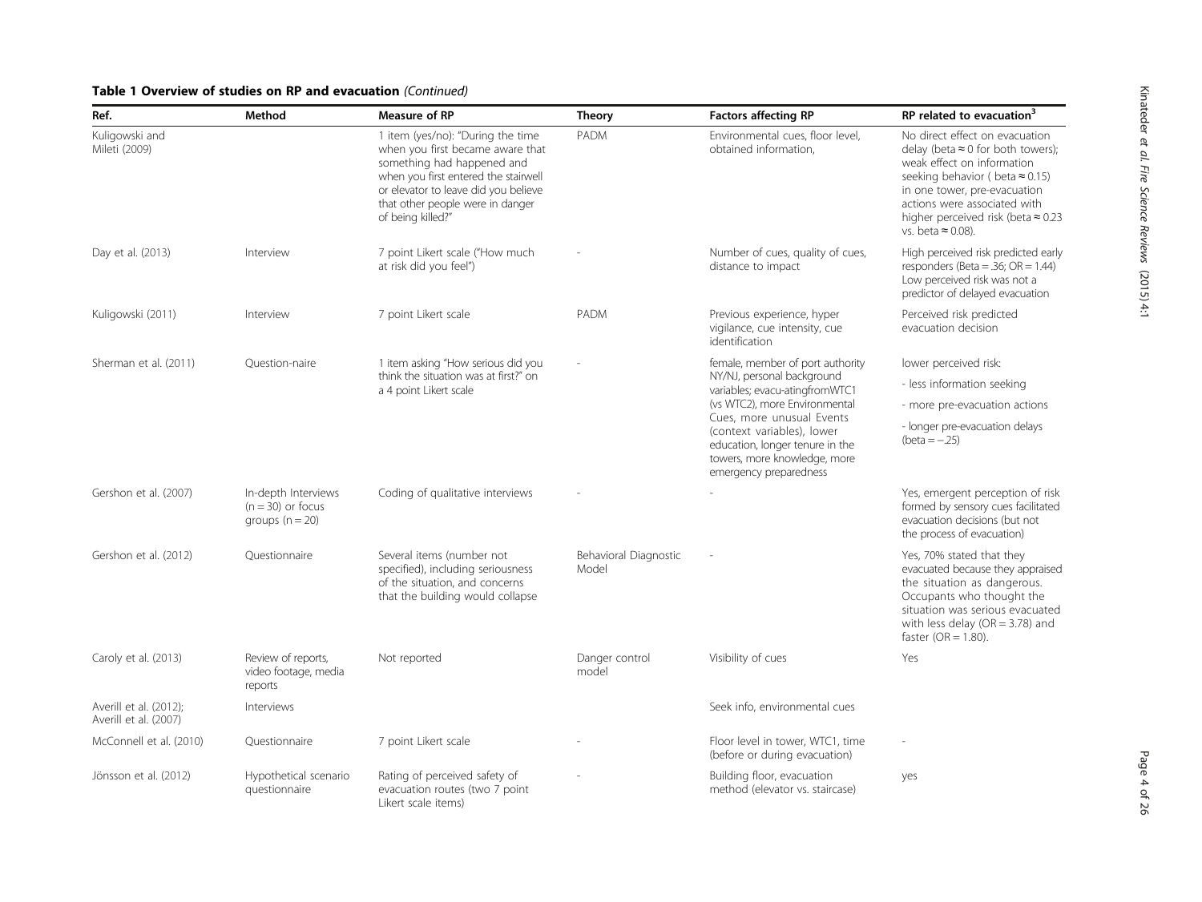**Table 1 Overview of studies on RP and evacuation** *(Continued)*

| Ref. | Method | Measure of RP | Theory | Factors affecting RP | RP related to evacuation[3] |
|---|---|---|---|---|---|
| Kuligowski and Mileti (2009) | | 1 item (yes/no): "During the time when you first became aware that something had happened and when you first entered the stairwell or elevator to leave did you believe that other people were in danger of being killed?" | PADM | Environmental cues, floor level, obtained information, | No direct effect on evacuation delay (beta ≈ 0 for both towers); weak effect on information seeking behavior ( beta ≈ 0.15) in one tower, pre-evacuation actions were associated with higher perceived risk (beta ≈ 0.23 vs. beta ≈ 0.08). |
| Day et al. (2013) | Interview | 7 point Likert scale ("How much at risk did you feel") | - | Number of cues, quality of cues, distance to impact | High perceived risk predicted early responders (Beta = .36; OR = 1.44) Low perceived risk was not a predictor of delayed evacuation |
| Kuligowski (2011) | Interview | 7 point Likert scale | PADM | Previous experience, hyper vigilance, cue intensity, cue identification | Perceived risk predicted evacuation decision |
| Sherman et al. (2011) | Question-naire | 1 item asking "How serious did you think the situation was at first?" on a 4 point Likert scale | - | female, member of port authority NY/NJ, personal background variables; evacu-atingfromWTC1 (vs WTC2), more Environmental Cues, more unusual Events (context variables), lower education, longer tenure in the towers, more knowledge, more emergency preparedness | lower perceived risk:<br>- less information seeking<br>- more pre-evacuation actions<br>- longer pre-evacuation delays (beta = −.25) |
| Gershon et al. (2007) | In-depth Interviews (n = 30) or focus groups (n = 20) | Coding of qualitative interviews | - | - | Yes, emergent perception of risk formed by sensory cues facilitated evacuation decisions (but not the process of evacuation) |
| Gershon et al. (2012) | Questionnaire | Several items (number not specified), including seriousness of the situation, and concerns that the building would collapse | Behavioral Diagnostic Model | - | Yes, 70% stated that they evacuated because they appraised the situation as dangerous. Occupants who thought the situation was serious evacuated with less delay (OR = 3.78) and faster (OR = 1.80). |
| Caroly et al. (2013) | Review of reports, video footage, media reports | Not reported | Danger control model | Visibility of cues | Yes |
| Averill et al. (2012); Averill et al. (2007) | Interviews | | | Seek info, environmental cues | |
| McConnell et al. (2010) | Questionnaire | 7 point Likert scale | - | Floor level in tower, WTC1, time (before or during evacuation) | - |
| Jönsson et al. (2012) | Hypothetical scenario questionnaire | Rating of perceived safety of evacuation routes (two 7 point Likert scale items) | - | Building floor, evacuation method (elevator vs. staircase) | yes |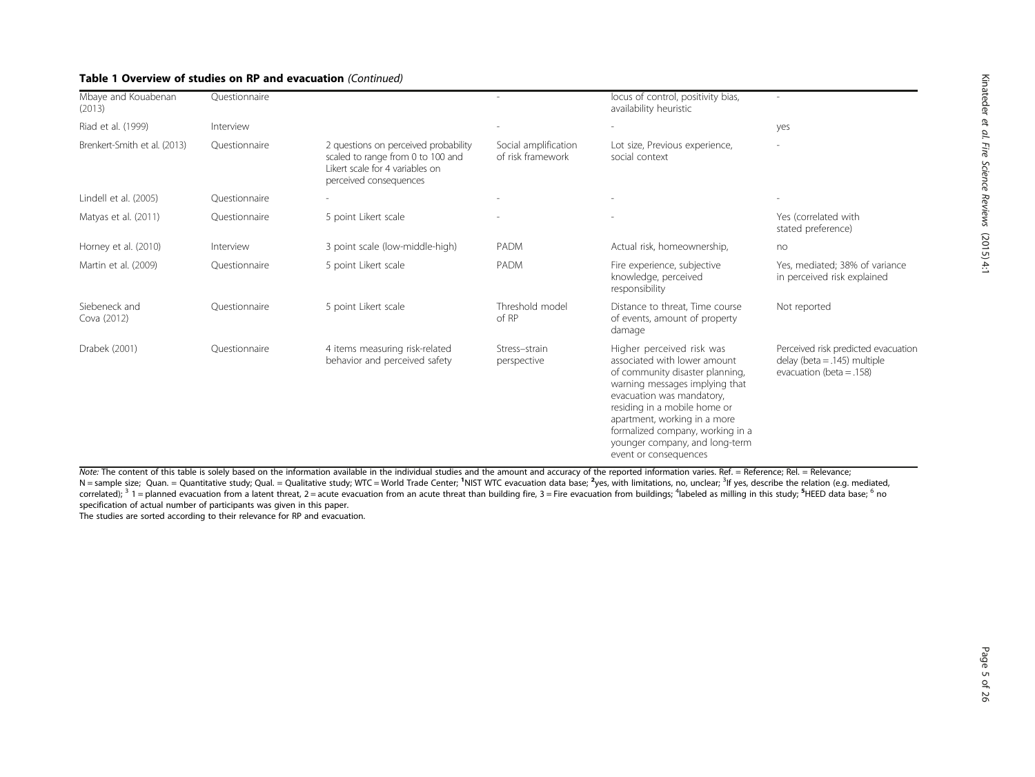**Table 1 Overview of studies on RP and evaluation** *(Continued)*

| | | | | | |
|---|---|---|---|---|---|
| Mbaye and Kouabenan (2013) | Questionnaire | | - | locus of control, positivity bias, availability heuristic | - |
| Riad et al. (1999) | Interview | | - | - | yes |
| Brenkert-Smith et al. (2013) | Questionnaire | 2 questions on perceived probability scaled to range from 0 to 100 and Likert scale for 4 variables on perceived consequences | Social amplification of risk framework | Lot size, Previous experience, social context | - |
| Lindell et al. (2005) | Questionnaire | - | - | - | - |
| Matyas et al. (2011) | Questionnaire | 5 point Likert scale | - | - | Yes (correlated with stated preference) |
| Horney et al. (2010) | Interview | 3 point scale (low-middle-high) | PADM | Actual risk, homeownership, | no |
| Martin et al. (2009) | Questionnaire | 5 point Likert scale | PADM | Fire experience, subjective knowledge, perceived responsibility | Yes, mediated; 38% of variance in perceived risk explained |
| Siebeneck and Cova (2012) | Questionnaire | 5 point Likert scale | Threshold model of RP | Distance to threat, Time course of events, amount of property damage | Not reported |
| Drabek (2001) | Questionnaire | 4 items measuring risk-related behavior and perceived safety | Stress–strain perspective | Higher perceived risk was associated with lower amount of community disaster planning, warning messages implying that evacuation was mandatory, residing in a mobile home or apartment, working in a more formalized company, working in a younger company, and long-term event or consequences | Perceived risk predicted evacuation delay (beta = .145) multiple evacuation (beta = .158) |

*Note:* The content of this table is solely based on the information available in the individual studies and the amount and accuracy of the reported information varies. Ref. = Reference; Rel. = Relevance; N = sample size; Quan. = Quantitative study; Qual. = Qualitative study; WTC = World Trade Center; [1]NIST WTC evacuation data base; [2]yes, with limitations, no, unclear; [3]If yes, describe the relation (e.g. mediated, correlated); [3] 1 = planned evacuation from a latent threat, 2 = acute evacuation from an acute threat than building fire, 3 = Fire evacuation from buildings; [4]labeled as milling in this study; [5]HEED data base; [6] no specification of actual number of participants was given in this paper.

The studies are sorted according to their relevance for RP and evacuation.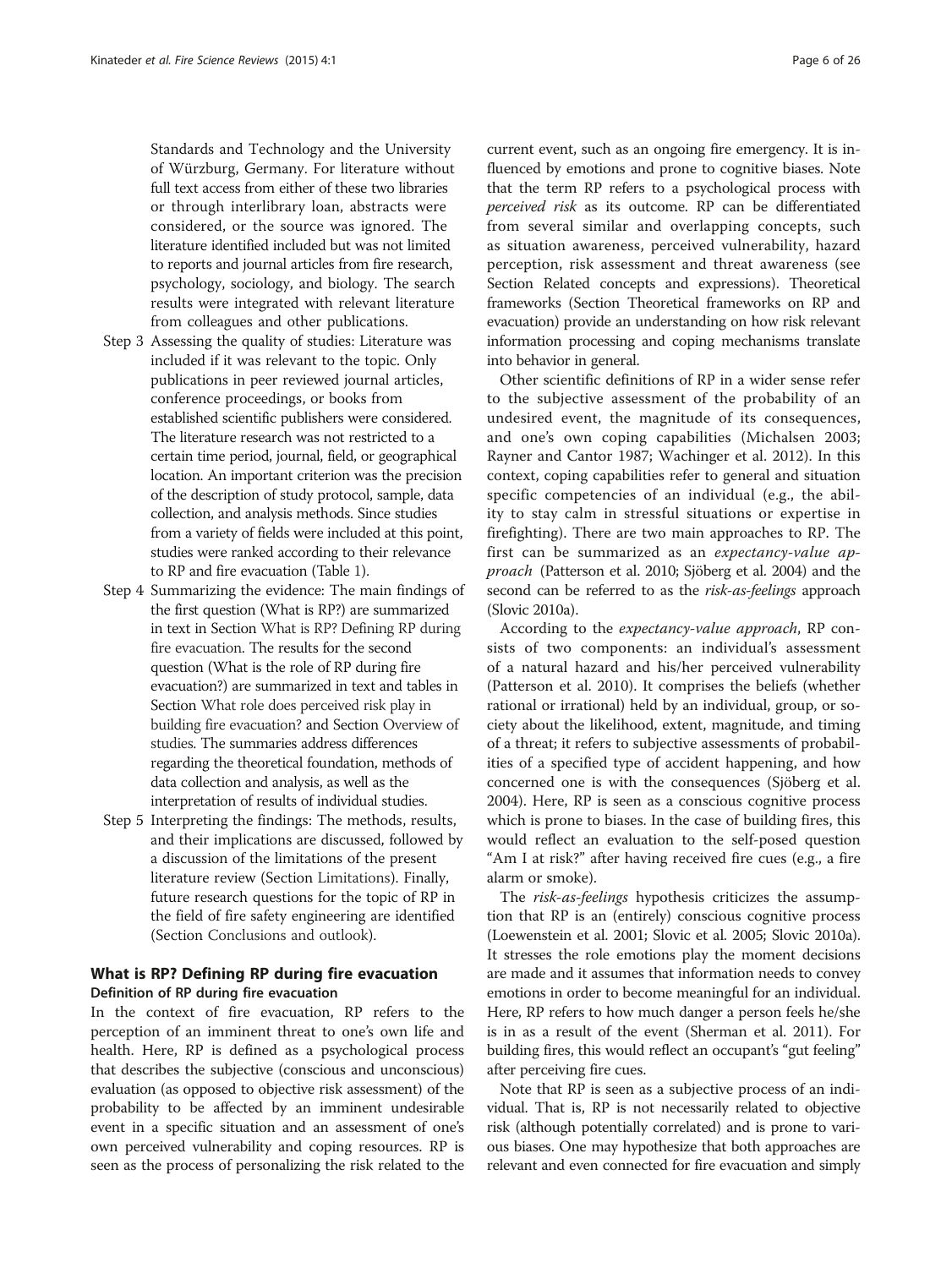Standards and Technology and the University of Würzburg, Germany. For literature without full text access from either of these two libraries or through interlibrary loan, abstracts were considered, or the source was ignored. The literature identified included but was not limited to reports and journal articles from fire research, psychology, sociology, and biology. The search results were integrated with relevant literature from colleagues and other publications.

Step 3 Assessing the quality of studies: Literature was included if it was relevant to the topic. Only publications in peer reviewed journal articles, conference proceedings, or books from established scientific publishers were considered. The literature research was not restricted to a certain time period, journal, field, or geographical location. An important criterion was the precision of the description of study protocol, sample, data collection, and analysis methods. Since studies from a variety of fields were included at this point, studies were ranked according to their relevance to RP and fire evacuation (Table 1).

Step 4 Summarizing the evidence: The main findings of the first question (What is RP?) are summarized in text in Section What is RP? Defining RP during fire evacuation. The results for the second question (What is the role of RP during fire evacuation?) are summarized in text and tables in Section What role does perceived risk play in building fire evacuation? and Section Overview of studies. The summaries address differences regarding the theoretical foundation, methods of data collection and analysis, as well as the interpretation of results of individual studies.

Step 5 Interpreting the findings: The methods, results, and their implications are discussed, followed by a discussion of the limitations of the present literature review (Section Limitations). Finally, future research questions for the topic of RP in the field of fire safety engineering are identified (Section Conclusions and outlook).

## What is RP? Defining RP during fire evacuation

### Definition of RP during fire evacuation

In the context of fire evacuation, RP refers to the perception of an imminent threat to one's own life and health. Here, RP is defined as a psychological process that describes the subjective (conscious and unconscious) evaluation (as opposed to objective risk assessment) of the probability to be affected by an imminent undesirable event in a specific situation and an assessment of one's own perceived vulnerability and coping resources. RP is seen as the process of personalizing the risk related to the current event, such as an ongoing fire emergency. It is influenced by emotions and prone to cognitive biases. Note that the term RP refers to a psychological process with *perceived risk* as its outcome. RP can be differentiated from several similar and overlapping concepts, such as situation awareness, perceived vulnerability, hazard perception, risk assessment and threat awareness (see Section Related concepts and expressions). Theoretical frameworks (Section Theoretical frameworks on RP and evacuation) provide an understanding on how risk relevant information processing and coping mechanisms translate into behavior in general.

Other scientific definitions of RP in a wider sense refer to the subjective assessment of the probability of an undesired event, the magnitude of its consequences, and one's own coping capabilities (Michalsen 2003; Rayner and Cantor 1987; Wachinger et al. 2012). In this context, coping capabilities refer to general and situation specific competencies of an individual (e.g., the ability to stay calm in stressful situations or expertise in firefighting). There are two main approaches to RP. The first can be summarized as an *expectancy-value approach* (Patterson et al. 2010; Sjöberg et al. 2004) and the second can be referred to as the *risk-as-feelings* approach (Slovic 2010a).

According to the *expectancy-value approach*, RP consists of two components: an individual's assessment of a natural hazard and his/her perceived vulnerability (Patterson et al. 2010). It comprises the beliefs (whether rational or irrational) held by an individual, group, or society about the likelihood, extent, magnitude, and timing of a threat; it refers to subjective assessments of probabilities of a specified type of accident happening, and how concerned one is with the consequences (Sjöberg et al. 2004). Here, RP is seen as a conscious cognitive process which is prone to biases. In the case of building fires, this would reflect an evaluation to the self-posed question "Am I at risk?" after having received fire cues (e.g., a fire alarm or smoke).

The *risk-as-feelings* hypothesis criticizes the assumption that RP is an (entirely) conscious cognitive process (Loewenstein et al. 2001; Slovic et al. 2005; Slovic 2010a). It stresses the role emotions play the moment decisions are made and it assumes that information needs to convey emotions in order to become meaningful for an individual. Here, RP refers to how much danger a person feels he/she is in as a result of the event (Sherman et al. 2011). For building fires, this would reflect an occupant's "gut feeling" after perceiving fire cues.

Note that RP is seen as a subjective process of an individual. That is, RP is not necessarily related to objective risk (although potentially correlated) and is prone to various biases. One may hypothesize that both approaches are relevant and even connected for fire evacuation and simply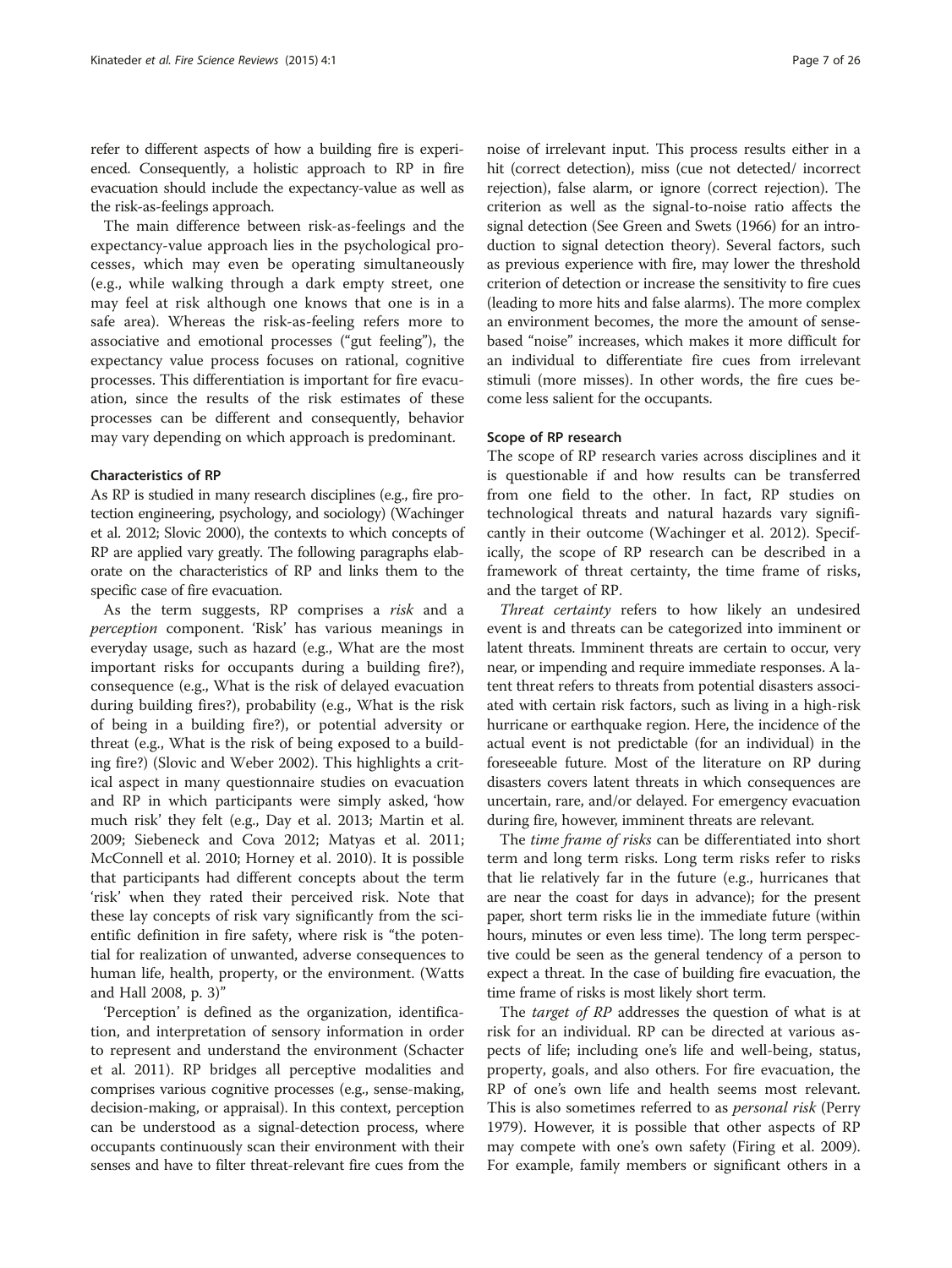refer to different aspects of how a building fire is experienced. Consequently, a holistic approach to RP in fire evacuation should include the expectancy-value as well as the risk-as-feelings approach.

The main difference between risk-as-feelings and the expectancy-value approach lies in the psychological processes, which may even be operating simultaneously (e.g., while walking through a dark empty street, one may feel at risk although one knows that one is in a safe area). Whereas the risk-as-feeling refers more to associative and emotional processes ("gut feeling"), the expectancy value process focuses on rational, cognitive processes. This differentiation is important for fire evacuation, since the results of the risk estimates of these processes can be different and consequently, behavior may vary depending on which approach is predominant.

#### Characteristics of RP

As RP is studied in many research disciplines (e.g., fire protection engineering, psychology, and sociology) (Wachinger et al. 2012; Slovic 2000), the contexts to which concepts of RP are applied vary greatly. The following paragraphs elaborate on the characteristics of RP and links them to the specific case of fire evacuation.

As the term suggests, RP comprises a *risk* and a *perception* component. 'Risk' has various meanings in everyday usage, such as hazard (e.g., What are the most important risks for occupants during a building fire?), consequence (e.g., What is the risk of delayed evacuation during building fires?), probability (e.g., What is the risk of being in a building fire?), or potential adversity or threat (e.g., What is the risk of being exposed to a building fire?) (Slovic and Weber 2002). This highlights a critical aspect in many questionnaire studies on evacuation and RP in which participants were simply asked, 'how much risk' they felt (e.g., Day et al. 2013; Martin et al. 2009; Siebeneck and Cova 2012; Matyas et al. 2011; McConnell et al. 2010; Horney et al. 2010). It is possible that participants had different concepts about the term 'risk' when they rated their perceived risk. Note that these lay concepts of risk vary significantly from the scientific definition in fire safety, where risk is "the potential for realization of unwanted, adverse consequences to human life, health, property, or the environment. (Watts and Hall 2008, p. 3)"

'Perception' is defined as the organization, identification, and interpretation of sensory information in order to represent and understand the environment (Schacter et al. 2011). RP bridges all perceptive modalities and comprises various cognitive processes (e.g., sense-making, decision-making, or appraisal). In this context, perception can be understood as a signal-detection process, where occupants continuously scan their environment with their senses and have to filter threat-relevant fire cues from the noise of irrelevant input. This process results either in a hit (correct detection), miss (cue not detected/ incorrect rejection), false alarm, or ignore (correct rejection). The criterion as well as the signal-to-noise ratio affects the signal detection (See Green and Swets (1966) for an introduction to signal detection theory). Several factors, such as previous experience with fire, may lower the threshold criterion of detection or increase the sensitivity to fire cues (leading to more hits and false alarms). The more complex an environment becomes, the more the amount of sense-based "noise" increases, which makes it more difficult for an individual to differentiate fire cues from irrelevant stimuli (more misses). In other words, the fire cues become less salient for the occupants.

#### Scope of RP research

The scope of RP research varies across disciplines and it is questionable if and how results can be transferred from one field to the other. In fact, RP studies on technological threats and natural hazards vary significantly in their outcome (Wachinger et al. 2012). Specifically, the scope of RP research can be described in a framework of threat certainty, the time frame of risks, and the target of RP.

*Threat certainty* refers to how likely an undesired event is and threats can be categorized into imminent or latent threats. Imminent threats are certain to occur, very near, or impending and require immediate responses. A latent threat refers to threats from potential disasters associated with certain risk factors, such as living in a high-risk hurricane or earthquake region. Here, the incidence of the actual event is not predictable (for an individual) in the foreseeable future. Most of the literature on RP during disasters covers latent threats in which consequences are uncertain, rare, and/or delayed. For emergency evacuation during fire, however, imminent threats are relevant.

The *time frame of risks* can be differentiated into short term and long term risks. Long term risks refer to risks that lie relatively far in the future (e.g., hurricanes that are near the coast for days in advance); for the present paper, short term risks lie in the immediate future (within hours, minutes or even less time). The long term perspective could be seen as the general tendency of a person to expect a threat. In the case of building fire evacuation, the time frame of risks is most likely short term.

The *target of RP* addresses the question of what is at risk for an individual. RP can be directed at various aspects of life; including one's life and well-being, status, property, goals, and also others. For fire evacuation, the RP of one's own life and health seems most relevant. This is also sometimes referred to as *personal risk* (Perry 1979). However, it is possible that other aspects of RP may compete with one's own safety (Firing et al. 2009). For example, family members or significant others in a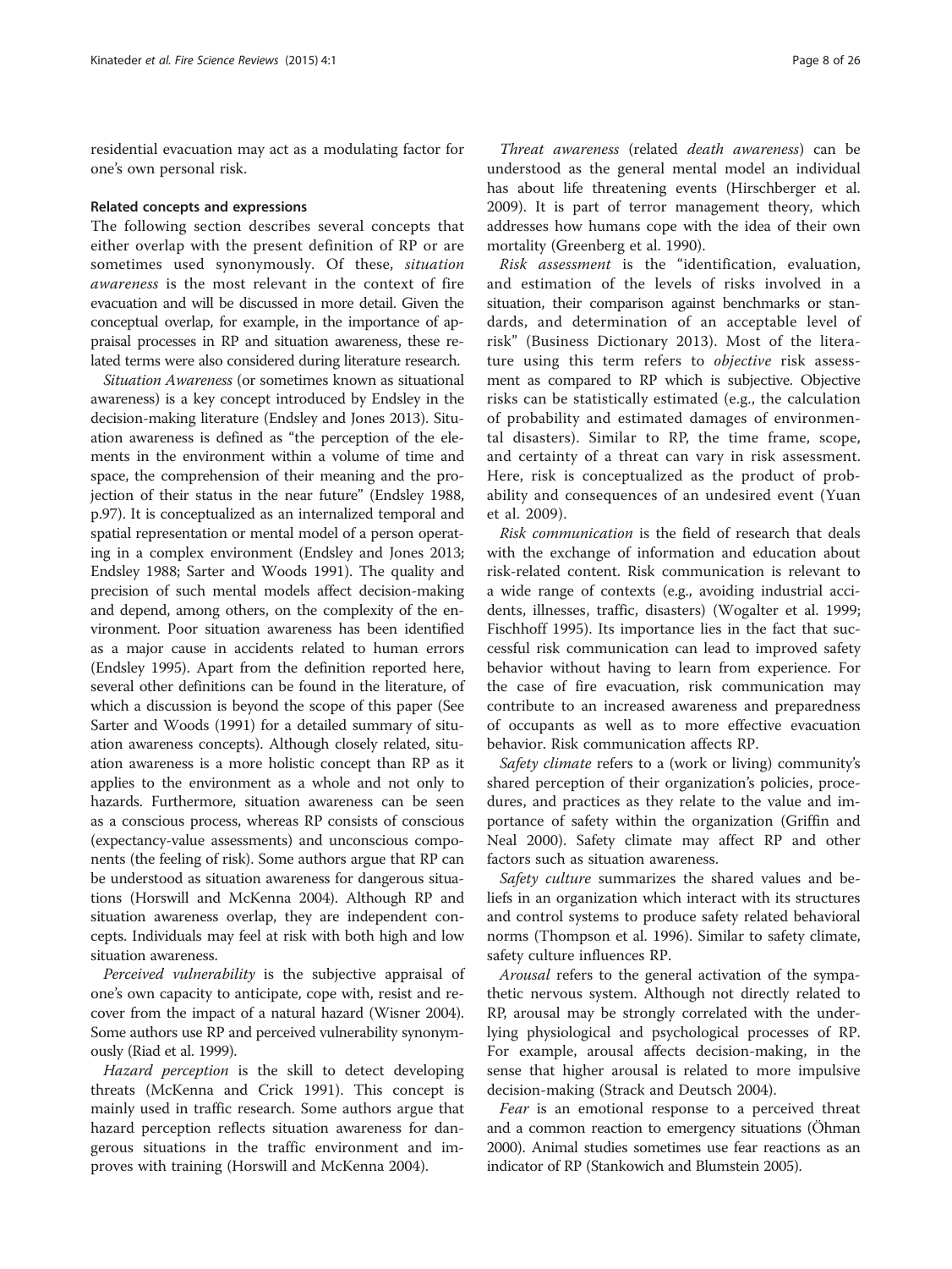residential evacuation may act as a modulating factor for one's own personal risk.

#### Related concepts and expressions

The following section describes several concepts that either overlap with the present definition of RP or are sometimes used synonymously. Of these, *situation awareness* is the most relevant in the context of fire evacuation and will be discussed in more detail. Given the conceptual overlap, for example, in the importance of appraisal processes in RP and situation awareness, these related terms were also considered during literature research.

*Situation Awareness* (or sometimes known as situational awareness) is a key concept introduced by Endsley in the decision-making literature (Endsley and Jones 2013). Situation awareness is defined as "the perception of the elements in the environment within a volume of time and space, the comprehension of their meaning and the projection of their status in the near future" (Endsley 1988, p.97). It is conceptualized as an internalized temporal and spatial representation or mental model of a person operating in a complex environment (Endsley and Jones 2013; Endsley 1988; Sarter and Woods 1991). The quality and precision of such mental models affect decision-making and depend, among others, on the complexity of the environment. Poor situation awareness has been identified as a major cause in accidents related to human errors (Endsley 1995). Apart from the definition reported here, several other definitions can be found in the literature, of which a discussion is beyond the scope of this paper (See Sarter and Woods (1991) for a detailed summary of situation awareness concepts). Although closely related, situation awareness is a more holistic concept than RP as it applies to the environment as a whole and not only to hazards. Furthermore, situation awareness can be seen as a conscious process, whereas RP consists of conscious (expectancy-value assessments) and unconscious components (the feeling of risk). Some authors argue that RP can be understood as situation awareness for dangerous situations (Horswill and McKenna 2004). Although RP and situation awareness overlap, they are independent concepts. Individuals may feel at risk with both high and low situation awareness.

*Perceived vulnerability* is the subjective appraisal of one's own capacity to anticipate, cope with, resist and recover from the impact of a natural hazard (Wisner 2004). Some authors use RP and perceived vulnerability synonymously (Riad et al. 1999).

*Hazard perception* is the skill to detect developing threats (McKenna and Crick 1991). This concept is mainly used in traffic research. Some authors argue that hazard perception reflects situation awareness for dangerous situations in the traffic environment and improves with training (Horswill and McKenna 2004).

*Threat awareness* (related *death awareness*) can be understood as the general mental model an individual has about life threatening events (Hirschberger et al. 2009). It is part of terror management theory, which addresses how humans cope with the idea of their own mortality (Greenberg et al. 1990).

*Risk assessment* is the "identification, evaluation, and estimation of the levels of risks involved in a situation, their comparison against benchmarks or standards, and determination of an acceptable level of risk" (Business Dictionary 2013). Most of the literature using this term refers to *objective* risk assessment as compared to RP which is subjective. Objective risks can be statistically estimated (e.g., the calculation of probability and estimated damages of environmental disasters). Similar to RP, the time frame, scope, and certainty of a threat can vary in risk assessment. Here, risk is conceptualized as the product of probability and consequences of an undesired event (Yuan et al. 2009).

*Risk communication* is the field of research that deals with the exchange of information and education about risk-related content. Risk communication is relevant to a wide range of contexts (e.g., avoiding industrial accidents, illnesses, traffic, disasters) (Wogalter et al. 1999; Fischhoff 1995). Its importance lies in the fact that successful risk communication can lead to improved safety behavior without having to learn from experience. For the case of fire evacuation, risk communication may contribute to an increased awareness and preparedness of occupants as well as to more effective evacuation behavior. Risk communication affects RP.

*Safety climate* refers to a (work or living) community's shared perception of their organization's policies, procedures, and practices as they relate to the value and importance of safety within the organization (Griffin and Neal 2000). Safety climate may affect RP and other factors such as situation awareness.

*Safety culture* summarizes the shared values and beliefs in an organization which interact with its structures and control systems to produce safety related behavioral norms (Thompson et al. 1996). Similar to safety climate, safety culture influences RP.

*Arousal* refers to the general activation of the sympathetic nervous system. Although not directly related to RP, arousal may be strongly correlated with the underlying physiological and psychological processes of RP. For example, arousal affects decision-making, in the sense that higher arousal is related to more impulsive decision-making (Strack and Deutsch 2004).

*Fear* is an emotional response to a perceived threat and a common reaction to emergency situations (Öhman 2000). Animal studies sometimes use fear reactions as an indicator of RP (Stankowich and Blumstein 2005).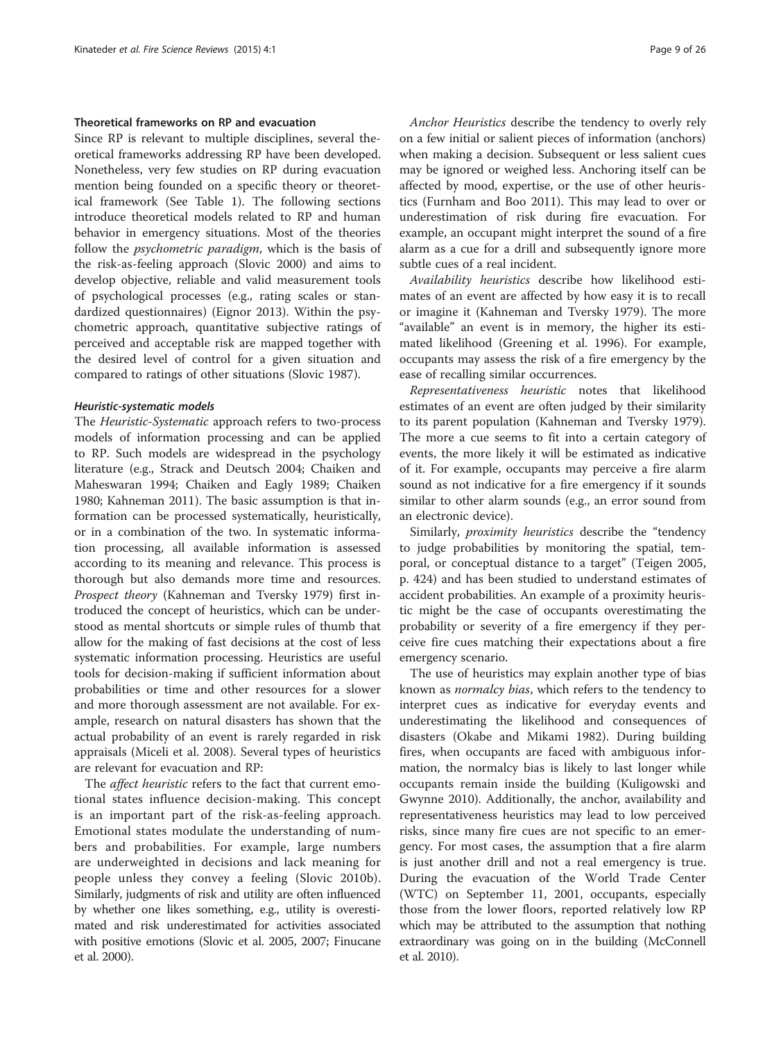### Theoretical frameworks on RP and evacuation

Since RP is relevant to multiple disciplines, several theoretical frameworks addressing RP have been developed. Nonetheless, very few studies on RP during evacuation mention being founded on a specific theory or theoretical framework (See Table 1). The following sections introduce theoretical models related to RP and human behavior in emergency situations. Most of the theories follow the *psychometric paradigm*, which is the basis of the risk-as-feeling approach (Slovic 2000) and aims to develop objective, reliable and valid measurement tools of psychological processes (e.g., rating scales or standardized questionnaires) (Eignor 2013). Within the psychometric approach, quantitative subjective ratings of perceived and acceptable risk are mapped together with the desired level of control for a given situation and compared to ratings of other situations (Slovic 1987).

#### *Heuristic-systematic models*

The *Heuristic-Systematic* approach refers to two-process models of information processing and can be applied to RP. Such models are widespread in the psychology literature (e.g., Strack and Deutsch 2004; Chaiken and Maheswaran 1994; Chaiken and Eagly 1989; Chaiken 1980; Kahneman 2011). The basic assumption is that information can be processed systematically, heuristically, or in a combination of the two. In systematic information processing, all available information is assessed according to its meaning and relevance. This process is thorough but also demands more time and resources. *Prospect theory* (Kahneman and Tversky 1979) first introduced the concept of heuristics, which can be understood as mental shortcuts or simple rules of thumb that allow for the making of fast decisions at the cost of less systematic information processing. Heuristics are useful tools for decision-making if sufficient information about probabilities or time and other resources for a slower and more thorough assessment are not available. For example, research on natural disasters has shown that the actual probability of an event is rarely regarded in risk appraisals (Miceli et al. 2008). Several types of heuristics are relevant for evacuation and RP:

The *affect heuristic* refers to the fact that current emotional states influence decision-making. This concept is an important part of the risk-as-feeling approach. Emotional states modulate the understanding of numbers and probabilities. For example, large numbers are underweighted in decisions and lack meaning for people unless they convey a feeling (Slovic 2010b). Similarly, judgments of risk and utility are often influenced by whether one likes something, e.g., utility is overestimated and risk underestimated for activities associated with positive emotions (Slovic et al. 2005, 2007; Finucane et al. 2000).

*Anchor Heuristics* describe the tendency to overly rely on a few initial or salient pieces of information (anchors) when making a decision. Subsequent or less salient cues may be ignored or weighed less. Anchoring itself can be affected by mood, expertise, or the use of other heuristics (Furnham and Boo 2011). This may lead to over or underestimation of risk during fire evacuation. For example, an occupant might interpret the sound of a fire alarm as a cue for a drill and subsequently ignore more subtle cues of a real incident.

*Availability heuristics* describe how likelihood estimates of an event are affected by how easy it is to recall or imagine it (Kahneman and Tversky 1979). The more "available" an event is in memory, the higher its estimated likelihood (Greening et al. 1996). For example, occupants may assess the risk of a fire emergency by the ease of recalling similar occurrences.

*Representativeness heuristic* notes that likelihood estimates of an event are often judged by their similarity to its parent population (Kahneman and Tversky 1979). The more a cue seems to fit into a certain category of events, the more likely it will be estimated as indicative of it. For example, occupants may perceive a fire alarm sound as not indicative for a fire emergency if it sounds similar to other alarm sounds (e.g., an error sound from an electronic device).

Similarly, *proximity heuristics* describe the "tendency to judge probabilities by monitoring the spatial, temporal, or conceptual distance to a target" (Teigen 2005, p. 424) and has been studied to understand estimates of accident probabilities. An example of a proximity heuristic might be the case of occupants overestimating the probability or severity of a fire emergency if they perceive fire cues matching their expectations about a fire emergency scenario.

The use of heuristics may explain another type of bias known as *normalcy bias*, which refers to the tendency to interpret cues as indicative for everyday events and underestimating the likelihood and consequences of disasters (Okabe and Mikami 1982). During building fires, when occupants are faced with ambiguous information, the normalcy bias is likely to last longer while occupants remain inside the building (Kuligowski and Gwynne 2010). Additionally, the anchor, availability and representativeness heuristics may lead to low perceived risks, since many fire cues are not specific to an emergency. For most cases, the assumption that a fire alarm is just another drill and not a real emergency is true. During the evacuation of the World Trade Center (WTC) on September 11, 2001, occupants, especially those from the lower floors, reported relatively low RP which may be attributed to the assumption that nothing extraordinary was going on in the building (McConnell et al. 2010).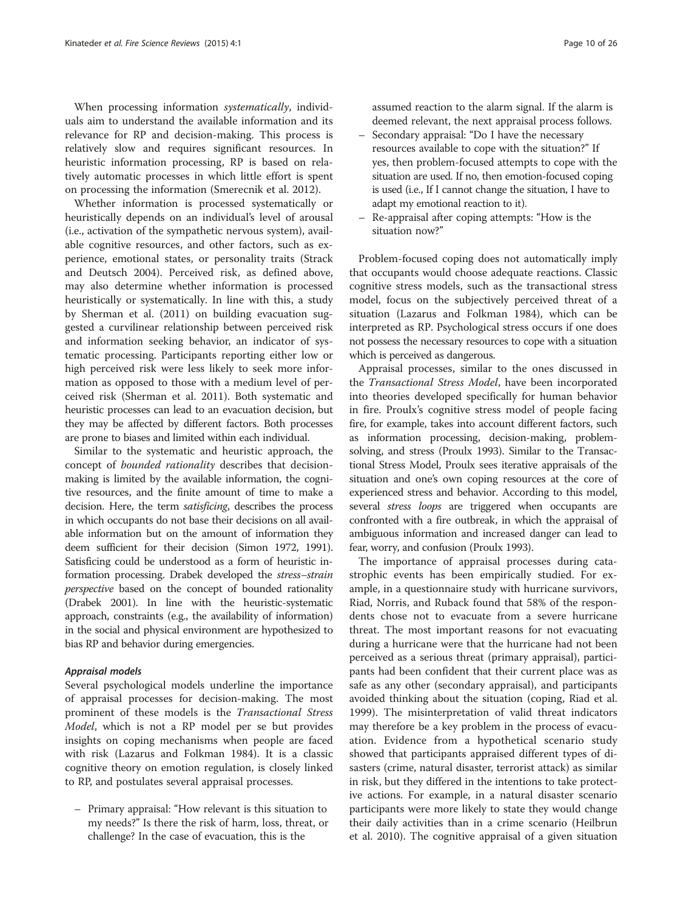When processing information *systematically*, individuals aim to understand the available information and its relevance for RP and decision-making. This process is relatively slow and requires significant resources. In heuristic information processing, RP is based on relatively automatic processes in which little effort is spent on processing the information (Smerecnik et al. 2012).

Whether information is processed systematically or heuristically depends on an individual's level of arousal (i.e., activation of the sympathetic nervous system), available cognitive resources, and other factors, such as experience, emotional states, or personality traits (Strack and Deutsch 2004). Perceived risk, as defined above, may also determine whether information is processed heuristically or systematically. In line with this, a study by Sherman et al. (2011) on building evacuation suggested a curvilinear relationship between perceived risk and information seeking behavior, an indicator of systematic processing. Participants reporting either low or high perceived risk were less likely to seek more information as opposed to those with a medium level of perceived risk (Sherman et al. 2011). Both systematic and heuristic processes can lead to an evacuation decision, but they may be affected by different factors. Both processes are prone to biases and limited within each individual.

Similar to the systematic and heuristic approach, the concept of *bounded rationality* describes that decision-making is limited by the available information, the cognitive resources, and the finite amount of time to make a decision. Here, the term *satisficing*, describes the process in which occupants do not base their decisions on all available information but on the amount of information they deem sufficient for their decision (Simon 1972, 1991). Satisficing could be understood as a form of heuristic information processing. Drabek developed the *stress–strain perspective* based on the concept of bounded rationality (Drabek 2001). In line with the heuristic-systematic approach, constraints (e.g., the availability of information) in the social and physical environment are hypothesized to bias RP and behavior during emergencies.

#### *Appraisal models*

Several psychological models underline the importance of appraisal processes for decision-making. The most prominent of these models is the *Transactional Stress Model*, which is not a RP model per se but provides insights on coping mechanisms when people are faced with risk (Lazarus and Folkman 1984). It is a classic cognitive theory on emotion regulation, is closely linked to RP, and postulates several appraisal processes.

- Primary appraisal: "How relevant is this situation to my needs?" Is there the risk of harm, loss, threat, or challenge? In the case of evacuation, this is the assumed reaction to the alarm signal. If the alarm is deemed relevant, the next appraisal process follows.
- Secondary appraisal: "Do I have the necessary resources available to cope with the situation?" If yes, then problem-focused attempts to cope with the situation are used. If no, then emotion-focused coping is used (i.e., If I cannot change the situation, I have to adapt my emotional reaction to it).
- Re-appraisal after coping attempts: "How is the situation now?"

Problem-focused coping does not automatically imply that occupants would choose adequate reactions. Classic cognitive stress models, such as the transactional stress model, focus on the subjectively perceived threat of a situation (Lazarus and Folkman 1984), which can be interpreted as RP. Psychological stress occurs if one does not possess the necessary resources to cope with a situation which is perceived as dangerous.

Appraisal processes, similar to the ones discussed in the *Transactional Stress Model*, have been incorporated into theories developed specifically for human behavior in fire. Proulx's cognitive stress model of people facing fire, for example, takes into account different factors, such as information processing, decision-making, problem-solving, and stress (Proulx 1993). Similar to the Transactional Stress Model, Proulx sees iterative appraisals of the situation and one's own coping resources at the core of experienced stress and behavior. According to this model, several *stress loops* are triggered when occupants are confronted with a fire outbreak, in which the appraisal of ambiguous information and increased danger can lead to fear, worry, and confusion (Proulx 1993).

The importance of appraisal processes during catastrophic events has been empirically studied. For example, in a questionnaire study with hurricane survivors, Riad, Norris, and Ruback found that 58% of the respondents chose not to evacuate from a severe hurricane threat. The most important reasons for not evacuating during a hurricane were that the hurricane had not been perceived as a serious threat (primary appraisal), participants had been confident that their current place was as safe as any other (secondary appraisal), and participants avoided thinking about the situation (coping, Riad et al. 1999). The misinterpretation of valid threat indicators may therefore be a key problem in the process of evacuation. Evidence from a hypothetical scenario study showed that participants appraised different types of disasters (crime, natural disaster, terrorist attack) as similar in risk, but they differed in the intentions to take protective actions. For example, in a natural disaster scenario participants were more likely to state they would change their daily activities than in a crime scenario (Heilbrun et al. 2010). The cognitive appraisal of a given situation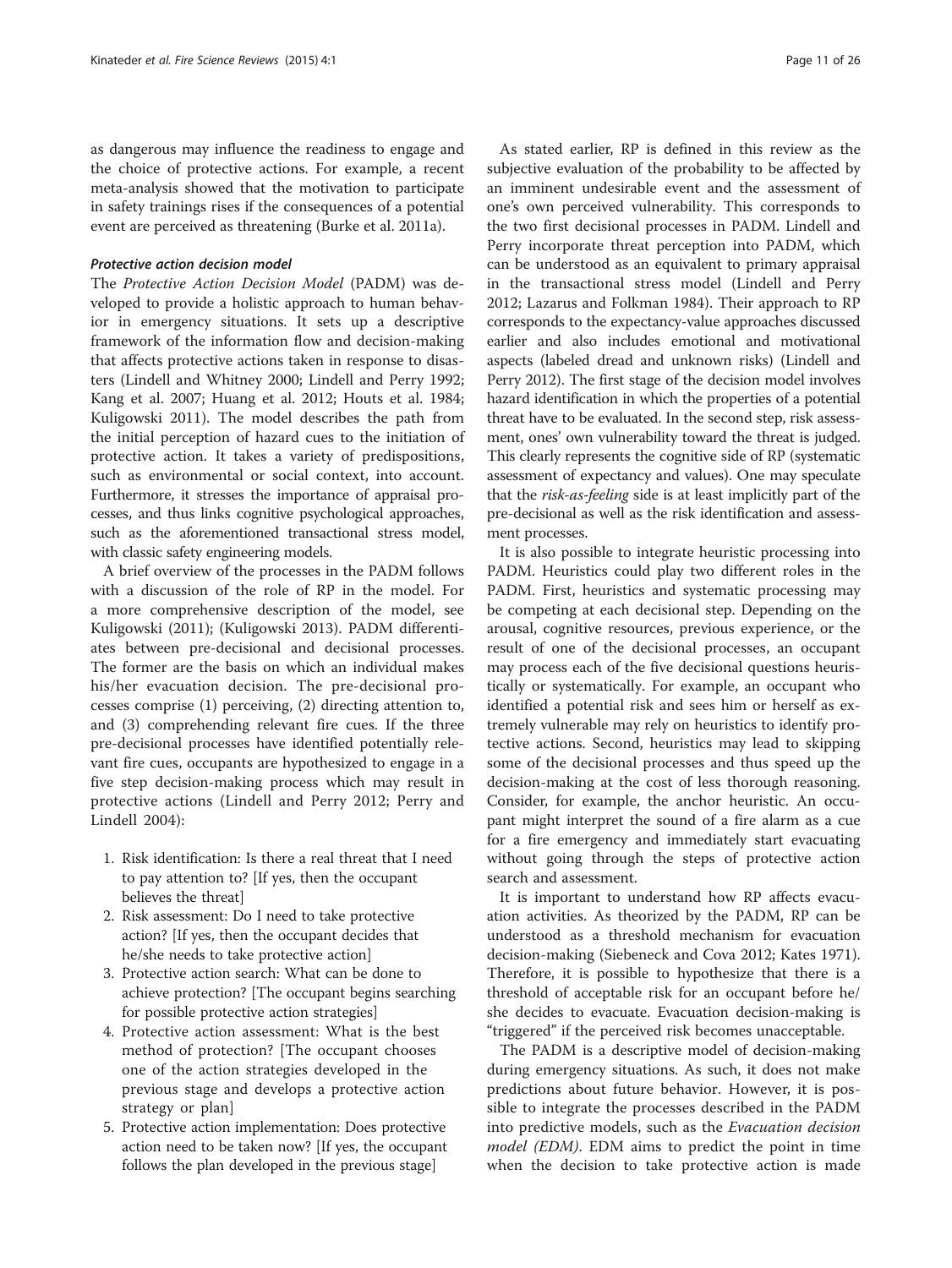as dangerous may influence the readiness to engage and the choice of protective actions. For example, a recent meta-analysis showed that the motivation to participate in safety trainings rises if the consequences of a potential event are perceived as threatening (Burke et al. 2011a).

#### *Protective action decision model*

The *Protective Action Decision Model* (PADM) was developed to provide a holistic approach to human behavior in emergency situations. It sets up a descriptive framework of the information flow and decision-making that affects protective actions taken in response to disasters (Lindell and Whitney 2000; Lindell and Perry 1992; Kang et al. 2007; Huang et al. 2012; Houts et al. 1984; Kuligowski 2011). The model describes the path from the initial perception of hazard cues to the initiation of protective action. It takes a variety of predispositions, such as environmental or social context, into account. Furthermore, it stresses the importance of appraisal processes, and thus links cognitive psychological approaches, such as the aforementioned transactional stress model, with classic safety engineering models.

A brief overview of the processes in the PADM follows with a discussion of the role of RP in the model. For a more comprehensive description of the model, see Kuligowski (2011); (Kuligowski 2013). PADM differentiates between pre-decisional and decisional processes. The former are the basis on which an individual makes his/her evacuation decision. The pre-decisional processes comprise (1) perceiving, (2) directing attention to, and (3) comprehending relevant fire cues. If the three pre-decisional processes have identified potentially relevant fire cues, occupants are hypothesized to engage in a five step decision-making process which may result in protective actions (Lindell and Perry 2012; Perry and Lindell 2004):

1. Risk identification: Is there a real threat that I need to pay attention to? [If yes, then the occupant believes the threat]
2. Risk assessment: Do I need to take protective action? [If yes, then the occupant decides that he/she needs to take protective action]
3. Protective action search: What can be done to achieve protection? [The occupant begins searching for possible protective action strategies]
4. Protective action assessment: What is the best method of protection? [The occupant chooses one of the action strategies developed in the previous stage and develops a protective action strategy or plan]
5. Protective action implementation: Does protective action need to be taken now? [If yes, the occupant follows the plan developed in the previous stage]

As stated earlier, RP is defined in this review as the subjective evaluation of the probability to be affected by an imminent undesirable event and the assessment of one's own perceived vulnerability. This corresponds to the two first decisional processes in PADM. Lindell and Perry incorporate threat perception into PADM, which can be understood as an equivalent to primary appraisal in the transactional stress model (Lindell and Perry 2012; Lazarus and Folkman 1984). Their approach to RP corresponds to the expectancy-value approaches discussed earlier and also includes emotional and motivational aspects (labeled dread and unknown risks) (Lindell and Perry 2012). The first stage of the decision model involves hazard identification in which the properties of a potential threat have to be evaluated. In the second step, risk assessment, ones' own vulnerability toward the threat is judged. This clearly represents the cognitive side of RP (systematic assessment of expectancy and values). One may speculate that the *risk-as-feeling* side is at least implicitly part of the pre-decisional as well as the risk identification and assessment processes.

It is also possible to integrate heuristic processing into PADM. Heuristics could play two different roles in the PADM. First, heuristics and systematic processing may be competing at each decisional step. Depending on the arousal, cognitive resources, previous experience, or the result of one of the decisional processes, an occupant may process each of the five decisional questions heuristically or systematically. For example, an occupant who identified a potential risk and sees him or herself as extremely vulnerable may rely on heuristics to identify protective actions. Second, heuristics may lead to skipping some of the decisional processes and thus speed up the decision-making at the cost of less thorough reasoning. Consider, for example, the anchor heuristic. An occupant might interpret the sound of a fire alarm as a cue for a fire emergency and immediately start evacuating without going through the steps of protective action search and assessment.

It is important to understand how RP affects evacuation activities. As theorized by the PADM, RP can be understood as a threshold mechanism for evacuation decision-making (Siebeneck and Cova 2012; Kates 1971). Therefore, it is possible to hypothesize that there is a threshold of acceptable risk for an occupant before he/she decides to evacuate. Evacuation decision-making is "triggered" if the perceived risk becomes unacceptable.

The PADM is a descriptive model of decision-making during emergency situations. As such, it does not make predictions about future behavior. However, it is possible to integrate the processes described in the PADM into predictive models, such as the *Evacuation decision model (EDM)*. EDM aims to predict the point in time when the decision to take protective action is made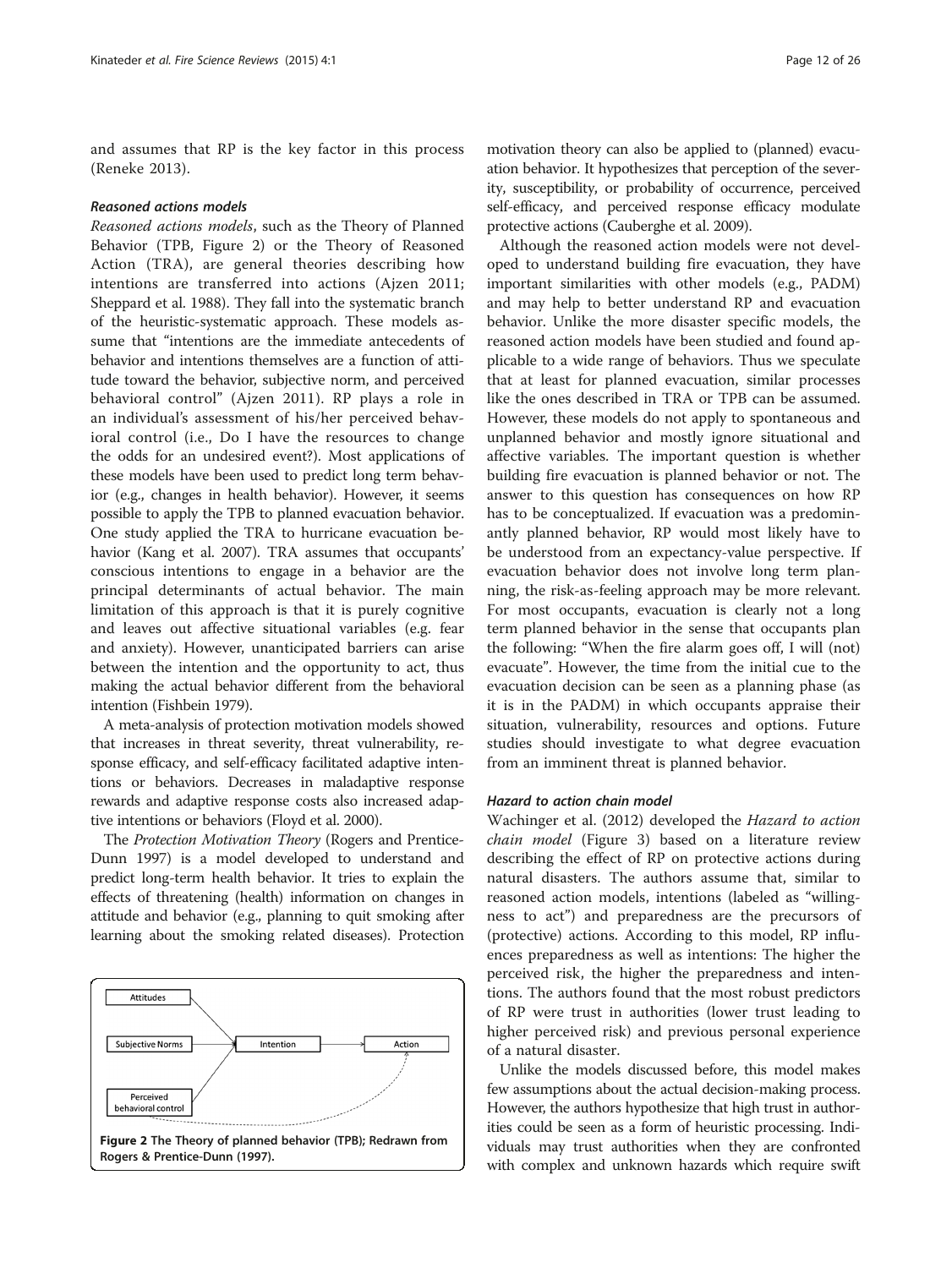and assumes that RP is the key factor in this process (Reneke 2013).

#### *Reasoned actions models*

*Reasoned actions models*, such as the Theory of Planned Behavior (TPB, Figure 2) or the Theory of Reasoned Action (TRA), are general theories describing how intentions are transferred into actions (Ajzen 2011; Sheppard et al. 1988). They fall into the systematic branch of the heuristic-systematic approach. These models assume that "intentions are the immediate antecedents of behavior and intentions themselves are a function of attitude toward the behavior, subjective norm, and perceived behavioral control" (Ajzen 2011). RP plays a role in an individual's assessment of his/her perceived behavioral control (i.e., Do I have the resources to change the odds for an undesired event?). Most applications of these models have been used to predict long term behavior (e.g., changes in health behavior). However, it seems possible to apply the TPB to planned evacuation behavior. One study applied the TRA to hurricane evacuation behavior (Kang et al. 2007). TRA assumes that occupants' conscious intentions to engage in a behavior are the principal determinants of actual behavior. The main limitation of this approach is that it is purely cognitive and leaves out affective situational variables (e.g. fear and anxiety). However, unanticipated barriers can arise between the intention and the opportunity to act, thus making the actual behavior different from the behavioral intention (Fishbein 1979).

A meta-analysis of protection motivation models showed that increases in threat severity, threat vulnerability, response efficacy, and self-efficacy facilitated adaptive intentions or behaviors. Decreases in maladaptive response rewards and adaptive response costs also increased adaptive intentions or behaviors (Floyd et al. 2000).

The *Protection Motivation Theory* (Rogers and Prentice-Dunn 1997) is a model developed to understand and predict long-term health behavior. It tries to explain the effects of threatening (health) information on changes in attitude and behavior (e.g., planning to quit smoking after learning about the smoking related diseases). Protection motivation theory can also be applied to (planned) evacuation behavior. It hypothesizes that perception of the severity, susceptibility, or probability of occurrence, perceived self-efficacy, and perceived response efficacy modulate protective actions (Cauberghe et al. 2009).

Although the reasoned action models were not developed to understand building fire evacuation, they have important similarities with other models (e.g., PADM) and may help to better understand RP and evacuation behavior. Unlike the more disaster specific models, the reasoned action models have been studied and found applicable to a wide range of behaviors. Thus we speculate that at least for planned evacuation, similar processes like the ones described in TRA or TPB can be assumed. However, these models do not apply to spontaneous and unplanned behavior and mostly ignore situational and affective variables. The important question is whether building fire evacuation is planned behavior or not. The answer to this question has consequences on how RP has to be conceptualized. If evacuation was a predominantly planned behavior, RP would most likely have to be understood from an expectancy-value perspective. If evacuation behavior does not involve long term planning, the risk-as-feeling approach may be more relevant. For most occupants, evacuation is clearly not a long term planned behavior in the sense that occupants plan the following: "When the fire alarm goes off, I will (not) evacuate". However, the time from the initial cue to the evacuation decision can be seen as a planning phase (as it is in the PADM) in which occupants appraise their situation, vulnerability, resources and options. Future studies should investigate to what degree evacuation from an imminent threat is planned behavior.

Figure 2 The Theory of planned behavior (TPB); Redrawn from Rogers & Prentice-Dunn (1997).

#### *Hazard to action chain model*

Wachinger et al. (2012) developed the *Hazard to action chain model* (Figure 3) based on a literature review describing the effect of RP on protective actions during natural disasters. The authors assume that, similar to reasoned action models, intentions (labeled as "willingness to act") and preparedness are the precursors of (protective) actions. According to this model, RP influences preparedness as well as intentions: The higher the perceived risk, the higher the preparedness and intentions. The authors found that the most robust predictors of RP were trust in authorities (lower trust leading to higher perceived risk) and previous personal experience of a natural disaster.

Unlike the models discussed before, this model makes few assumptions about the actual decision-making process. However, the authors hypothesize that high trust in authorities could be seen as a form of heuristic processing. Individuals may trust authorities when they are confronted with complex and unknown hazards which require swift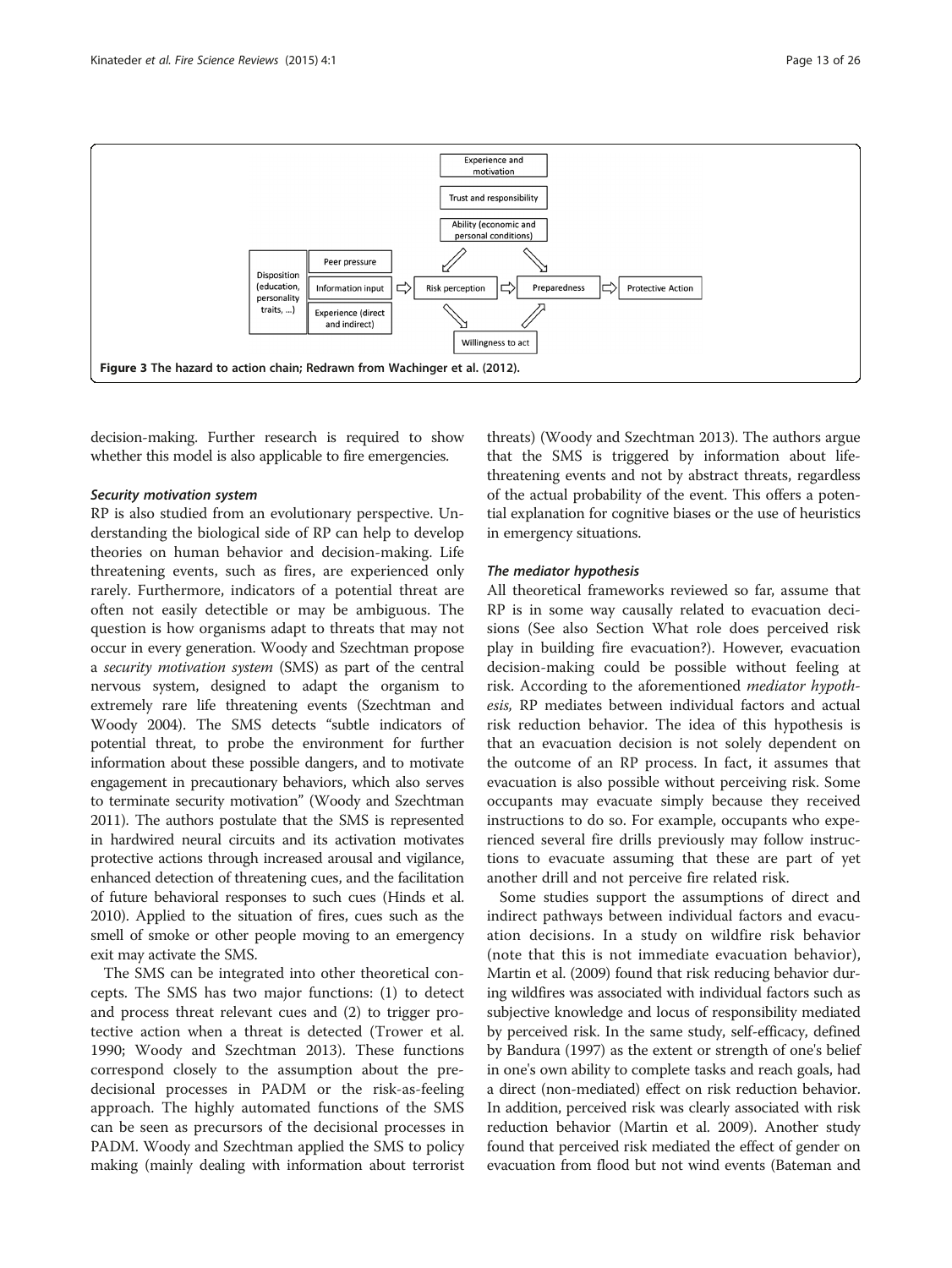Experience and motivation

Trust and responsibility

Ability (economic and personal conditions)

Disposition (education, personality traits, ...)

Peer pressure

Information input

Experience (direct and indirect)

Risk perception

Preparedness

Protective Action

Willingness to act

**Figure 3** The hazard to action chain; Redrawn from Wachinger et al. (2012).

decision-making. Further research is required to show whether this model is also applicable to fire emergencies.

#### *Security motivation system*

RP is also studied from an evolutionary perspective. Understanding the biological side of RP can help to develop theories on human behavior and decision-making. Life threatening events, such as fires, are experienced only rarely. Furthermore, indicators of a potential threat are often not easily detectible or may be ambiguous. The question is how organisms adapt to threats that may not occur in every generation. Woody and Szechtman propose a *security motivation system* (SMS) as part of the central nervous system, designed to adapt the organism to extremely rare life threatening events (Szechtman and Woody 2004). The SMS detects "subtle indicators of potential threat, to probe the environment for further information about these possible dangers, and to motivate engagement in precautionary behaviors, which also serves to terminate security motivation" (Woody and Szechtman 2011). The authors postulate that the SMS is represented in hardwired neural circuits and its activation motivates protective actions through increased arousal and vigilance, enhanced detection of threatening cues, and the facilitation of future behavioral responses to such cues (Hinds et al. 2010). Applied to the situation of fires, cues such as the smell of smoke or other people moving to an emergency exit may activate the SMS.

The SMS can be integrated into other theoretical concepts. The SMS has two major functions: (1) to detect and process threat relevant cues and (2) to trigger protective action when a threat is detected (Trower et al. 1990; Woody and Szechtman 2013). These functions correspond closely to the assumption about the predecisional processes in PADM or the risk-as-feeling approach. The highly automated functions of the SMS can be seen as precursors of the decisional processes in PADM. Woody and Szechtman applied the SMS to policy making (mainly dealing with information about terrorist threats) (Woody and Szechtman 2013). The authors argue that the SMS is triggered by information about life-threatening events and not by abstract threats, regardless of the actual probability of the event. This offers a potential explanation for cognitive biases or the use of heuristics in emergency situations.

#### *The mediator hypothesis*

All theoretical frameworks reviewed so far, assume that RP is in some way causally related to evacuation decisions (See also Section What role does perceived risk play in building fire evacuation?). However, evacuation decision-making could be possible without feeling at risk. According to the aforementioned *mediator hypothesis*, RP mediates between individual factors and actual risk reduction behavior. The idea of this hypothesis is that an evacuation decision is not solely dependent on the outcome of an RP process. In fact, it assumes that evacuation is also possible without perceiving risk. Some occupants may evacuate simply because they received instructions to do so. For example, occupants who experienced several fire drills previously may follow instructions to evacuate assuming that these are part of yet another drill and not perceive fire related risk.

Some studies support the assumptions of direct and indirect pathways between individual factors and evacuation decisions. In a study on wildfire risk behavior (note that this is not immediate evacuation behavior), Martin et al. (2009) found that risk reducing behavior during wildfires was associated with individual factors such as subjective knowledge and locus of responsibility mediated by perceived risk. In the same study, self-efficacy, defined by Bandura (1997) as the extent or strength of one's belief in one's own ability to complete tasks and reach goals, had a direct (non-mediated) effect on risk reduction behavior. In addition, perceived risk was clearly associated with risk reduction behavior (Martin et al. 2009). Another study found that perceived risk mediated the effect of gender on evacuation from flood but not wind events (Bateman and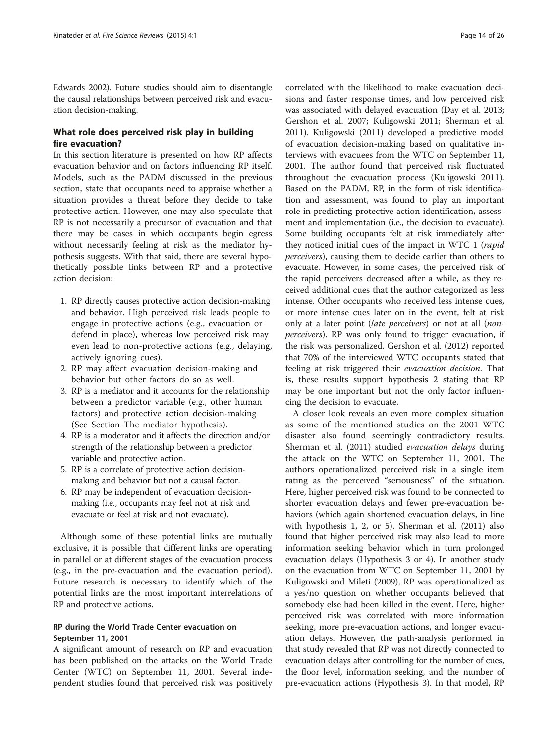Edwards 2002). Future studies should aim to disentangle the causal relationships between perceived risk and evacuation decision-making.

## What role does perceived risk play in building fire evacuation?

In this section literature is presented on how RP affects evacuation behavior and on factors influencing RP itself. Models, such as the PADM discussed in the previous section, state that occupants need to appraise whether a situation provides a threat before they decide to take protective action. However, one may also speculate that RP is not necessarily a precursor of evacuation and that there may be cases in which occupants begin egress without necessarily feeling at risk as the mediator hypothesis suggests. With that said, there are several hypothetically possible links between RP and a protective action decision:

1. RP directly causes protective action decision-making and behavior. High perceived risk leads people to engage in protective actions (e.g., evacuation or defend in place), whereas low perceived risk may even lead to non-protective actions (e.g., delaying, actively ignoring cues).
2. RP may affect evacuation decision-making and behavior but other factors do so as well.
3. RP is a mediator and it accounts for the relationship between a predictor variable (e.g., other human factors) and protective action decision-making (See Section The mediator hypothesis).
4. RP is a moderator and it affects the direction and/or strength of the relationship between a predictor variable and protective action.
5. RP is a correlate of protective action decision-making and behavior but not a causal factor.
6. RP may be independent of evacuation decision-making (i.e., occupants may feel not at risk and evacuate or feel at risk and not evacuate).

Although some of these potential links are mutually exclusive, it is possible that different links are operating in parallel or at different stages of the evacuation process (e.g., in the pre-evacuation and the evacuation period). Future research is necessary to identify which of the potential links are the most important interrelations of RP and protective actions.

### RP during the World Trade Center evacuation on September 11, 2001

A significant amount of research on RP and evacuation has been published on the attacks on the World Trade Center (WTC) on September 11, 2001. Several independent studies found that perceived risk was positively correlated with the likelihood to make evacuation decisions and faster response times, and low perceived risk was associated with delayed evacuation (Day et al. 2013; Gershon et al. 2007; Kuligowski 2011; Sherman et al. 2011). Kuligowski (2011) developed a predictive model of evacuation decision-making based on qualitative interviews with evacuees from the WTC on September 11, 2001. The author found that perceived risk fluctuated throughout the evacuation process (Kuligowski 2011). Based on the PADM, RP, in the form of risk identification and assessment, was found to play an important role in predicting protective action identification, assessment and implementation (i.e., the decision to evacuate). Some building occupants felt at risk immediately after they noticed initial cues of the impact in WTC 1 (*rapid perceivers*), causing them to decide earlier than others to evacuate. However, in some cases, the perceived risk of the rapid perceivers decreased after a while, as they received additional cues that the author categorized as less intense. Other occupants who received less intense cues, or more intense cues later on in the event, felt at risk only at a later point (*late perceivers*) or not at all (*non-perceivers*). RP was only found to trigger evacuation, if the risk was personalized. Gershon et al. (2012) reported that 70% of the interviewed WTC occupants stated that feeling at risk triggered their *evacuation decision*. That is, these results support hypothesis 2 stating that RP may be one important but not the only factor influencing the decision to evacuate.

A closer look reveals an even more complex situation as some of the mentioned studies on the 2001 WTC disaster also found seemingly contradictory results. Sherman et al. (2011) studied *evacuation delays* during the attack on the WTC on September 11, 2001. The authors operationalized perceived risk in a single item rating as the perceived "seriousness" of the situation. Here, higher perceived risk was found to be connected to shorter evacuation delays and fewer pre-evacuation behaviors (which again shortened evacuation delays, in line with hypothesis 1, 2, or 5). Sherman et al. (2011) also found that higher perceived risk may also lead to more information seeking behavior which in turn prolonged evacuation delays (Hypothesis 3 or 4). In another study on the evacuation from WTC on September 11, 2001 by Kuligowski and Mileti (2009), RP was operationalized as a yes/no question on whether occupants believed that somebody else had been killed in the event. Here, higher perceived risk was correlated with more information seeking, more pre-evacuation actions, and longer evacuation delays. However, the path-analysis performed in that study revealed that RP was not directly connected to evacuation delays after controlling for the number of cues, the floor level, information seeking, and the number of pre-evacuation actions (Hypothesis 3). In that model, RP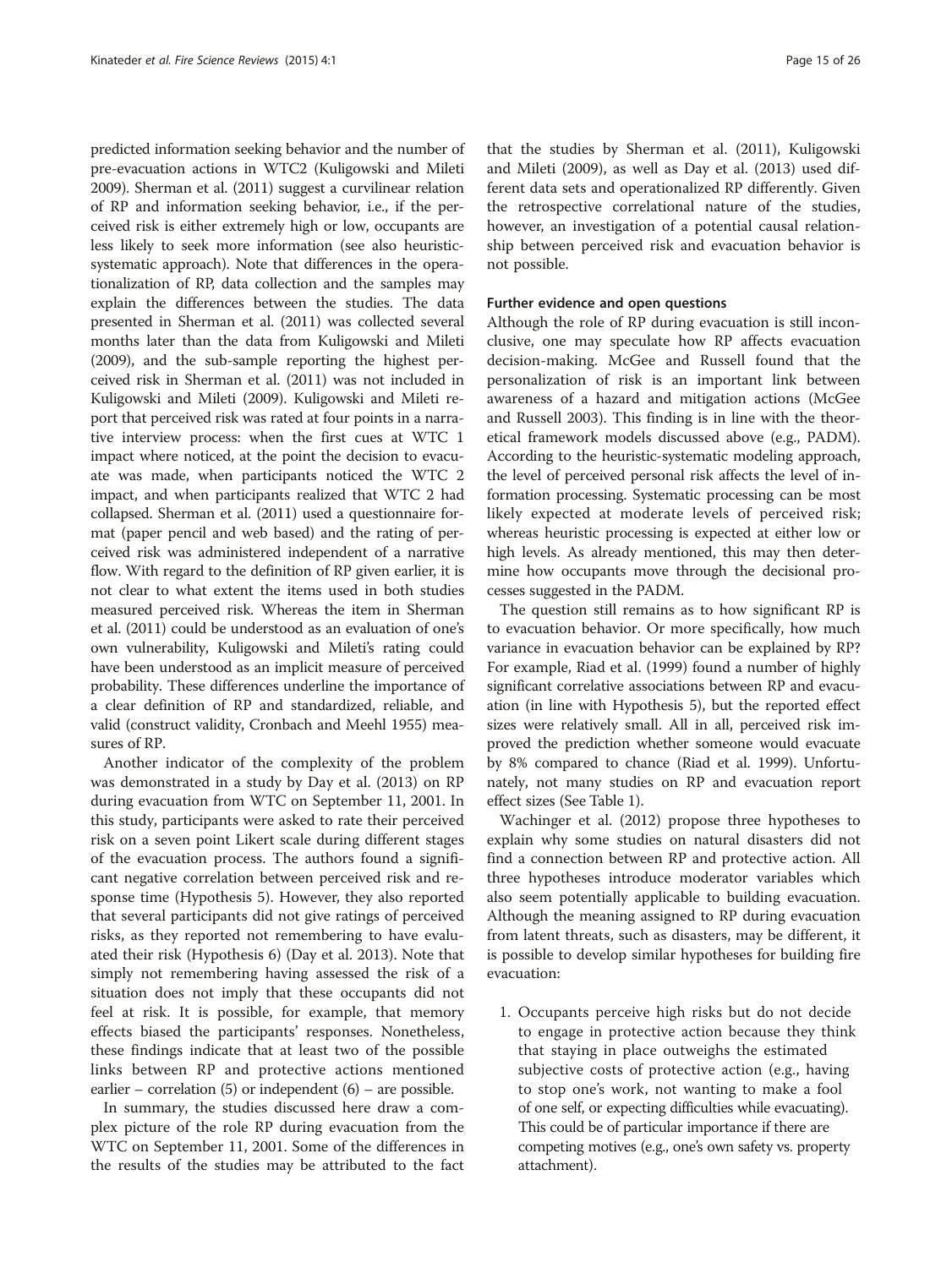predicted information seeking behavior and the number of pre-evacuation actions in WTC2 (Kuligowski and Mileti 2009). Sherman et al. (2011) suggest a curvilinear relation of RP and information seeking behavior, i.e., if the perceived risk is either extremely high or low, occupants are less likely to seek more information (see also heuristic-systematic approach). Note that differences in the operationalization of RP, data collection and the samples may explain the differences between the studies. The data presented in Sherman et al. (2011) was collected several months later than the data from Kuligowski and Mileti (2009), and the sub-sample reporting the highest perceived risk in Sherman et al. (2011) was not included in Kuligowski and Mileti (2009). Kuligowski and Mileti report that perceived risk was rated at four points in a narrative interview process: when the first cues at WTC 1 impact where noticed, at the point the decision to evacuate was made, when participants noticed the WTC 2 impact, and when participants realized that WTC 2 had collapsed. Sherman et al. (2011) used a questionnaire format (paper pencil and web based) and the rating of perceived risk was administered independent of a narrative flow. With regard to the definition of RP given earlier, it is not clear to what extent the items used in both studies measured perceived risk. Whereas the item in Sherman et al. (2011) could be understood as an evaluation of one's own vulnerability, Kuligowski and Mileti's rating could have been understood as an implicit measure of perceived probability. These differences underline the importance of a clear definition of RP and standardized, reliable, and valid (construct validity, Cronbach and Meehl 1955) measures of RP.

Another indicator of the complexity of the problem was demonstrated in a study by Day et al. (2013) on RP during evacuation from WTC on September 11, 2001. In this study, participants were asked to rate their perceived risk on a seven point Likert scale during different stages of the evacuation process. The authors found a significant negative correlation between perceived risk and response time (Hypothesis 5). However, they also reported that several participants did not give ratings of perceived risks, as they reported not remembering to have evaluated their risk (Hypothesis 6) (Day et al. 2013). Note that simply not remembering having assessed the risk of a situation does not imply that these occupants did not feel at risk. It is possible, for example, that memory effects biased the participants' responses. Nonetheless, these findings indicate that at least two of the possible links between RP and protective actions mentioned earlier – correlation (5) or independent (6) – are possible.

In summary, the studies discussed here draw a complex picture of the role RP during evacuation from the WTC on September 11, 2001. Some of the differences in the results of the studies may be attributed to the fact that the studies by Sherman et al. (2011), Kuligowski and Mileti (2009), as well as Day et al. (2013) used different data sets and operationalized RP differently. Given the retrospective correlational nature of the studies, however, an investigation of a potential causal relationship between perceived risk and evacuation behavior is not possible.

#### Further evidence and open questions

Although the role of RP during evacuation is still inconclusive, one may speculate how RP affects evacuation decision-making. McGee and Russell found that the personalization of risk is an important link between awareness of a hazard and mitigation actions (McGee and Russell 2003). This finding is in line with the theoretical framework models discussed above (e.g., PADM). According to the heuristic-systematic modeling approach, the level of perceived personal risk affects the level of information processing. Systematic processing can be most likely expected at moderate levels of perceived risk; whereas heuristic processing is expected at either low or high levels. As already mentioned, this may then determine how occupants move through the decisional processes suggested in the PADM.

The question still remains as to how significant RP is to evacuation behavior. Or more specifically, how much variance in evacuation behavior can be explained by RP? For example, Riad et al. (1999) found a number of highly significant correlative associations between RP and evacuation (in line with Hypothesis 5), but the reported effect sizes were relatively small. All in all, perceived risk improved the prediction whether someone would evacuate by 8% compared to chance (Riad et al. 1999). Unfortunately, not many studies on RP and evacuation report effect sizes (See Table 1).

Wachinger et al. (2012) propose three hypotheses to explain why some studies on natural disasters did not find a connection between RP and protective action. All three hypotheses introduce moderator variables which also seem potentially applicable to building evacuation. Although the meaning assigned to RP during evacuation from latent threats, such as disasters, may be different, it is possible to develop similar hypotheses for building fire evacuation:

1. Occupants perceive high risks but do not decide to engage in protective action because they think that staying in place outweighs the estimated subjective costs of protective action (e.g., having to stop one's work, not wanting to make a fool of one self, or expecting difficulties while evacuating). This could be of particular importance if there are competing motives (e.g., one's own safety vs. property attachment).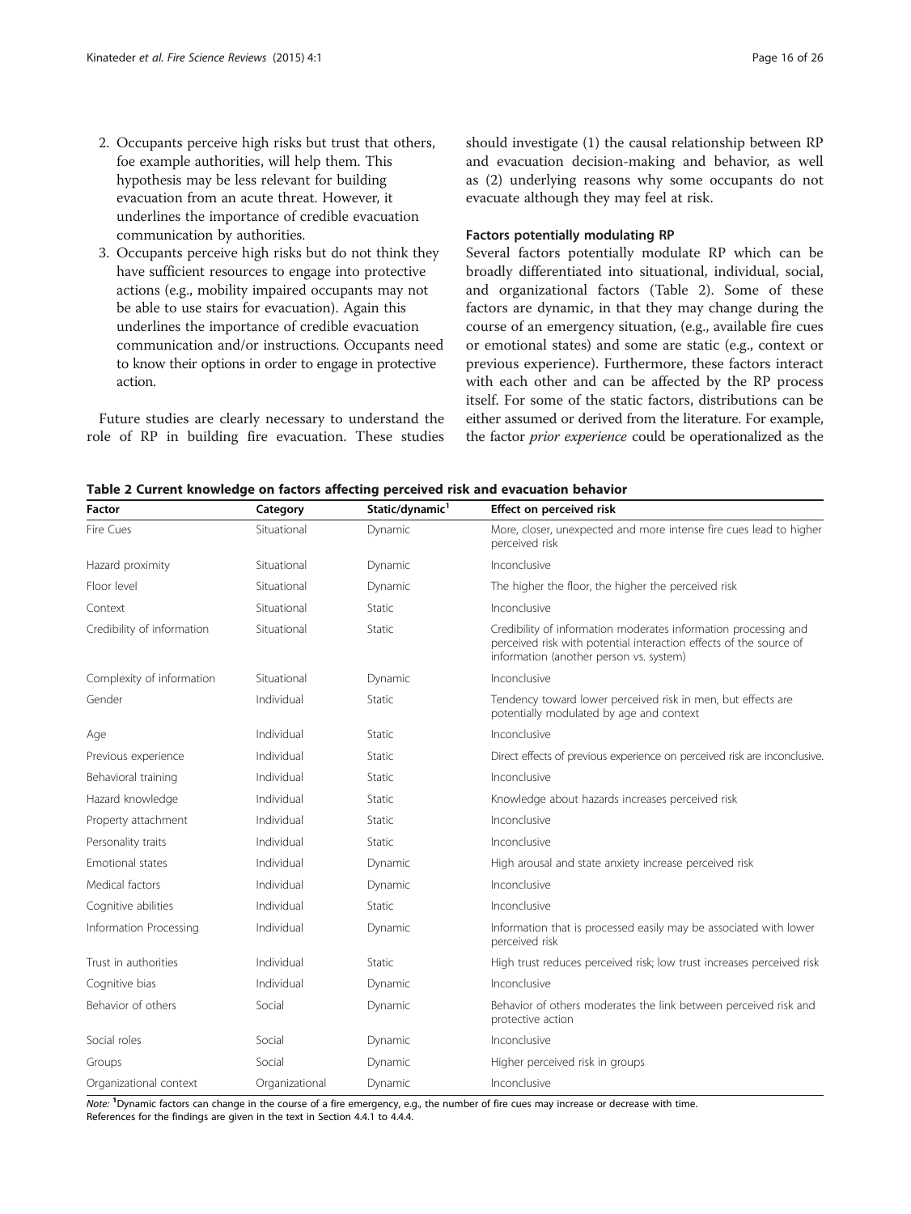2. Occupants perceive high risks but trust that others, foe example authorities, will help them. This hypothesis may be less relevant for building evacuation from an acute threat. However, it underlines the importance of credible evacuation communication by authorities.
3. Occupants perceive high risks but do not think they have sufficient resources to engage into protective actions (e.g., mobility impaired occupants may not be able to use stairs for evacuation). Again this underlines the importance of credible evacuation communication and/or instructions. Occupants need to know their options in order to engage in protective action.

Future studies are clearly necessary to understand the role of RP in building fire evacuation. These studies should investigate (1) the causal relationship between RP and evacuation decision-making and behavior, as well as (2) underlying reasons why some occupants do not evacuate although they may feel at risk.

#### Factors potentially modulating RP

Several factors potentially modulate RP which can be broadly differentiated into situational, individual, social, and organizational factors (Table 2). Some of these factors are dynamic, in that they may change during the course of an emergency situation, (e.g., available fire cues or emotional states) and some are static (e.g., context or previous experience). Furthermore, these factors interact with each other and can be affected by the RP process itself. For some of the static factors, distributions can be either assumed or derived from the literature. For example, the factor *prior experience* could be operationalized as the

**Table 2 Current knowledge on factors affecting perceived risk and evacuation behavior**

| Factor | Category | Static/dynamic[1] | Effect on perceived risk |
|---|---|---|---|
| Fire Cues | Situational | Dynamic | More, closer, unexpected and more intense fire cues lead to higher perceived risk |
| Hazard proximity | Situational | Dynamic | Inconclusive |
| Floor level | Situational | Dynamic | The higher the floor, the higher the perceived risk |
| Context | Situational | Static | Inconclusive |
| Credibility of information | Situational | Static | Credibility of information moderates information processing and perceived risk with potential interaction effects of the source of information (another person vs. system) |
| Complexity of information | Situational | Dynamic | Inconclusive |
| Gender | Individual | Static | Tendency toward lower perceived risk in men, but effects are potentially modulated by age and context |
| Age | Individual | Static | Inconclusive |
| Previous experience | Individual | Static | Direct effects of previous experience on perceived risk are inconclusive. |
| Behavioral training | Individual | Static | Inconclusive |
| Hazard knowledge | Individual | Static | Knowledge about hazards increases perceived risk |
| Property attachment | Individual | Static | Inconclusive |
| Personality traits | Individual | Static | Inconclusive |
| Emotional states | Individual | Dynamic | High arousal and state anxiety increase perceived risk |
| Medical factors | Individual | Dynamic | Inconclusive |
| Cognitive abilities | Individual | Static | Inconclusive |
| Information Processing | Individual | Dynamic | Information that is processed easily may be associated with lower perceived risk |
| Trust in authorities | Individual | Static | High trust reduces perceived risk; low trust increases perceived risk |
| Cognitive bias | Individual | Dynamic | Inconclusive |
| Behavior of others | Social | Dynamic | Behavior of others moderates the link between perceived risk and protective action |
| Social roles | Social | Dynamic | Inconclusive |
| Groups | Social | Dynamic | Higher perceived risk in groups |
| Organizational context | Organizational | Dynamic | Inconclusive |

*Note:* [1]Dynamic factors can change in the course of a fire emergency, e.g., the number of fire cues may increase or decrease with time.
References for the findings are given in the text in Section 4.4.1 to 4.4.4.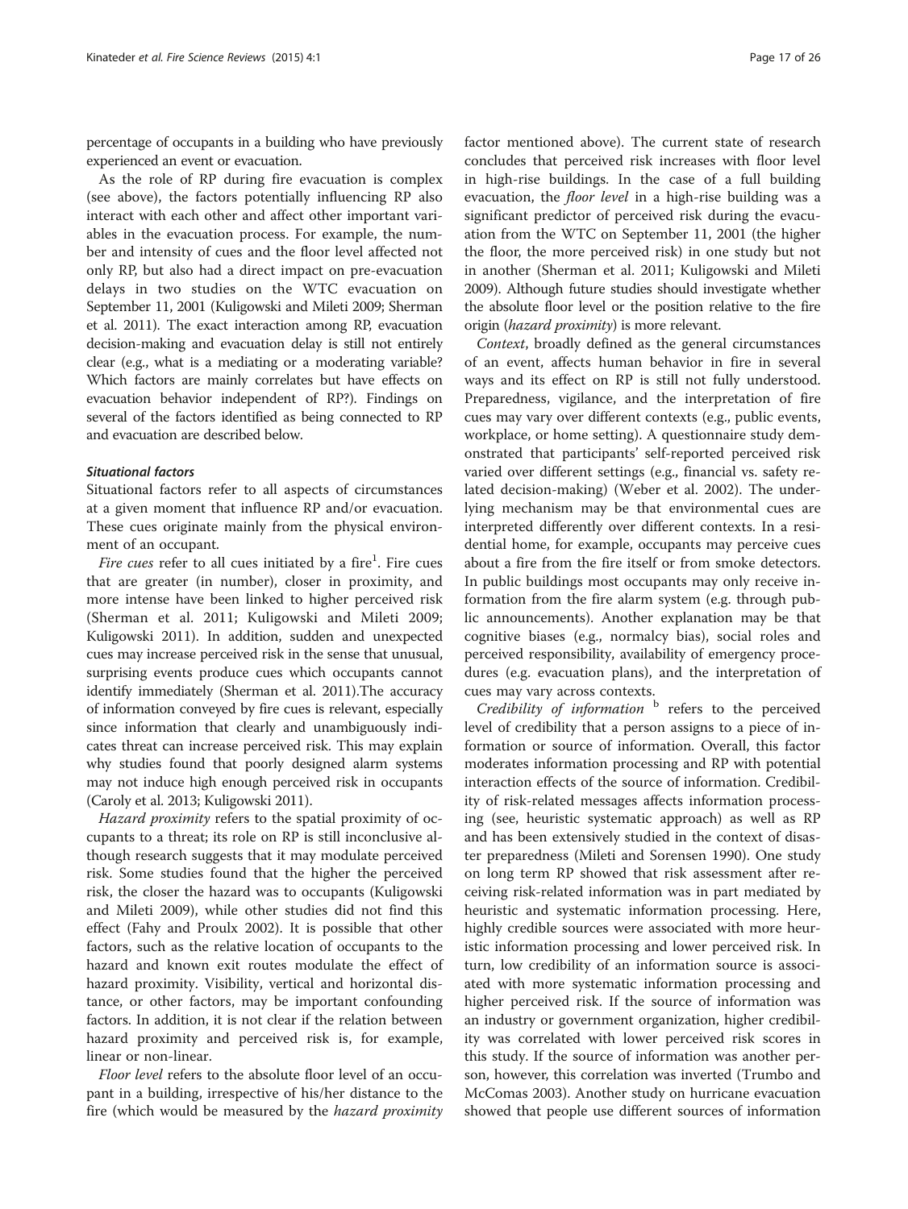percentage of occupants in a building who have previously experienced an event or evacuation.

As the role of RP during fire evacuation is complex (see above), the factors potentially influencing RP also interact with each other and affect other important variables in the evacuation process. For example, the number and intensity of cues and the floor level affected not only RP, but also had a direct impact on pre-evacuation delays in two studies on the WTC evacuation on September 11, 2001 (Kuligowski and Mileti 2009; Sherman et al. 2011). The exact interaction among RP, evacuation decision-making and evacuation delay is still not entirely clear (e.g., what is a mediating or a moderating variable? Which factors are mainly correlates but have effects on evacuation behavior independent of RP?). Findings on several of the factors identified as being connected to RP and evacuation are described below.

#### *Situational factors*

Situational factors refer to all aspects of circumstances at a given moment that influence RP and/or evacuation. These cues originate mainly from the physical environment of an occupant.

*Fire cues* refer to all cues initiated by a fire[1]. Fire cues that are greater (in number), closer in proximity, and more intense have been linked to higher perceived risk (Sherman et al. 2011; Kuligowski and Mileti 2009; Kuligowski 2011). In addition, sudden and unexpected cues may increase perceived risk in the sense that unusual, surprising events produce cues which occupants cannot identify immediately (Sherman et al. 2011).The accuracy of information conveyed by fire cues is relevant, especially since information that clearly and unambiguously indicates threat can increase perceived risk. This may explain why studies found that poorly designed alarm systems may not induce high enough perceived risk in occupants (Caroly et al. 2013; Kuligowski 2011).

*Hazard proximity* refers to the spatial proximity of occupants to a threat; its role on RP is still inconclusive although research suggests that it may modulate perceived risk. Some studies found that the higher the perceived risk, the closer the hazard was to occupants (Kuligowski and Mileti 2009), while other studies did not find this effect (Fahy and Proulx 2002). It is possible that other factors, such as the relative location of occupants to the hazard and known exit routes modulate the effect of hazard proximity. Visibility, vertical and horizontal distance, or other factors, may be important confounding factors. In addition, it is not clear if the relation between hazard proximity and perceived risk is, for example, linear or non-linear.

*Floor level* refers to the absolute floor level of an occupant in a building, irrespective of his/her distance to the fire (which would be measured by the *hazard proximity* factor mentioned above). The current state of research concludes that perceived risk increases with floor level in high-rise buildings. In the case of a full building evacuation, the *floor level* in a high-rise building was a significant predictor of perceived risk during the evacuation from the WTC on September 11, 2001 (the higher the floor, the more perceived risk) in one study but not in another (Sherman et al. 2011; Kuligowski and Mileti 2009). Although future studies should investigate whether the absolute floor level or the position relative to the fire origin (*hazard proximity*) is more relevant.

*Context*, broadly defined as the general circumstances of an event, affects human behavior in fire in several ways and its effect on RP is still not fully understood. Preparedness, vigilance, and the interpretation of fire cues may vary over different contexts (e.g., public events, workplace, or home setting). A questionnaire study demonstrated that participants' self-reported perceived risk varied over different settings (e.g., financial vs. safety related decision-making) (Weber et al. 2002). The underlying mechanism may be that environmental cues are interpreted differently over different contexts. In a residential home, for example, occupants may perceive cues about a fire from the fire itself or from smoke detectors. In public buildings most occupants may only receive information from the fire alarm system (e.g. through public announcements). Another explanation may be that cognitive biases (e.g., normalcy bias), social roles and perceived responsibility, availability of emergency procedures (e.g. evacuation plans), and the interpretation of cues may vary across contexts.

*Credibility of information* [b] refers to the perceived level of credibility that a person assigns to a piece of information or source of information. Overall, this factor moderates information processing and RP with potential interaction effects of the source of information. Credibility of risk-related messages affects information processing (see, heuristic systematic approach) as well as RP and has been extensively studied in the context of disaster preparedness (Mileti and Sorensen 1990). One study on long term RP showed that risk assessment after receiving risk-related information was in part mediated by heuristic and systematic information processing. Here, highly credible sources were associated with more heuristic information processing and lower perceived risk. In turn, low credibility of an information source is associated with more systematic information processing and higher perceived risk. If the source of information was an industry or government organization, higher credibility was correlated with lower perceived risk scores in this study. If the source of information was another person, however, this correlation was inverted (Trumbo and McComas 2003). Another study on hurricane evacuation showed that people use different sources of information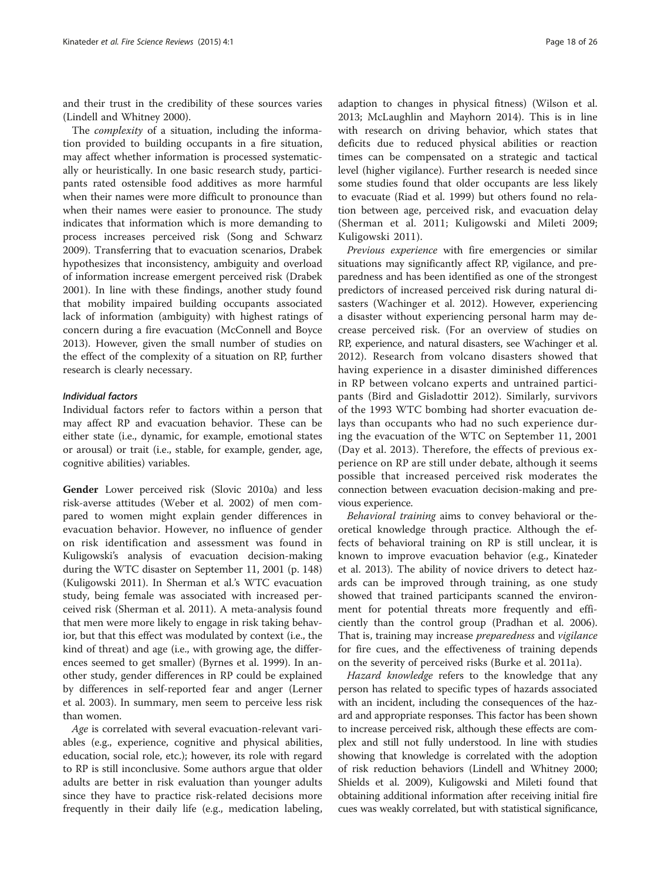and their trust in the credibility of these sources varies (Lindell and Whitney 2000).

The *complexity* of a situation, including the information provided to building occupants in a fire situation, may affect whether information is processed systematically or heuristically. In one basic research study, participants rated ostensible food additives as more harmful when their names were more difficult to pronounce than when their names were easier to pronounce. The study indicates that information which is more demanding to process increases perceived risk (Song and Schwarz 2009). Transferring that to evacuation scenarios, Drabek hypothesizes that inconsistency, ambiguity and overload of information increase emergent perceived risk (Drabek 2001). In line with these findings, another study found that mobility impaired building occupants associated lack of information (ambiguity) with highest ratings of concern during a fire evacuation (McConnell and Boyce 2013). However, given the small number of studies on the effect of the complexity of a situation on RP, further research is clearly necessary.

#### *Individual factors*

Individual factors refer to factors within a person that may affect RP and evacuation behavior. These can be either state (i.e., dynamic, for example, emotional states or arousal) or trait (i.e., stable, for example, gender, age, cognitive abilities) variables.

**Gender** Lower perceived risk (Slovic 2010a) and less risk-averse attitudes (Weber et al. 2002) of men compared to women might explain gender differences in evacuation behavior. However, no influence of gender on risk identification and assessment was found in Kuligowski's analysis of evacuation decision-making during the WTC disaster on September 11, 2001 (p. 148) (Kuligowski 2011). In Sherman et al.'s WTC evacuation study, being female was associated with increased perceived risk (Sherman et al. 2011). A meta-analysis found that men were more likely to engage in risk taking behavior, but that this effect was modulated by context (i.e., the kind of threat) and age (i.e., with growing age, the differences seemed to get smaller) (Byrnes et al. 1999). In another study, gender differences in RP could be explained by differences in self-reported fear and anger (Lerner et al. 2003). In summary, men seem to perceive less risk than women.

*Age* is correlated with several evacuation-relevant variables (e.g., experience, cognitive and physical abilities, education, social role, etc.); however, its role with regard to RP is still inconclusive. Some authors argue that older adults are better in risk evaluation than younger adults since they have to practice risk-related decisions more frequently in their daily life (e.g., medication labeling, adaption to changes in physical fitness) (Wilson et al. 2013; McLaughlin and Mayhorn 2014). This is in line with research on driving behavior, which states that deficits due to reduced physical abilities or reaction times can be compensated on a strategic and tactical level (higher vigilance). Further research is needed since some studies found that older occupants are less likely to evacuate (Riad et al. 1999) but others found no relation between age, perceived risk, and evacuation delay (Sherman et al. 2011; Kuligowski and Mileti 2009; Kuligowski 2011).

*Previous experience* with fire emergencies or similar situations may significantly affect RP, vigilance, and preparedness and has been identified as one of the strongest predictors of increased perceived risk during natural disasters (Wachinger et al. 2012). However, experiencing a disaster without experiencing personal harm may decrease perceived risk. (For an overview of studies on RP, experience, and natural disasters, see Wachinger et al. 2012). Research from volcano disasters showed that having experience in a disaster diminished differences in RP between volcano experts and untrained participants (Bird and Gisladottir 2012). Similarly, survivors of the 1993 WTC bombing had shorter evacuation delays than occupants who had no such experience during the evacuation of the WTC on September 11, 2001 (Day et al. 2013). Therefore, the effects of previous experience on RP are still under debate, although it seems possible that increased perceived risk moderates the connection between evacuation decision-making and previous experience.

*Behavioral training* aims to convey behavioral or theoretical knowledge through practice. Although the effects of behavioral training on RP is still unclear, it is known to improve evacuation behavior (e.g., Kinateder et al. 2013). The ability of novice drivers to detect hazards can be improved through training, as one study showed that trained participants scanned the environment for potential threats more frequently and efficiently than the control group (Pradhan et al. 2006). That is, training may increase *preparedness* and *vigilance* for fire cues, and the effectiveness of training depends on the severity of perceived risks (Burke et al. 2011a).

*Hazard knowledge* refers to the knowledge that any person has related to specific types of hazards associated with an incident, including the consequences of the hazard and appropriate responses. This factor has been shown to increase perceived risk, although these effects are complex and still not fully understood. In line with studies showing that knowledge is correlated with the adoption of risk reduction behaviors (Lindell and Whitney 2000; Shields et al. 2009), Kuligowski and Mileti found that obtaining additional information after receiving initial fire cues was weakly correlated, but with statistical significance,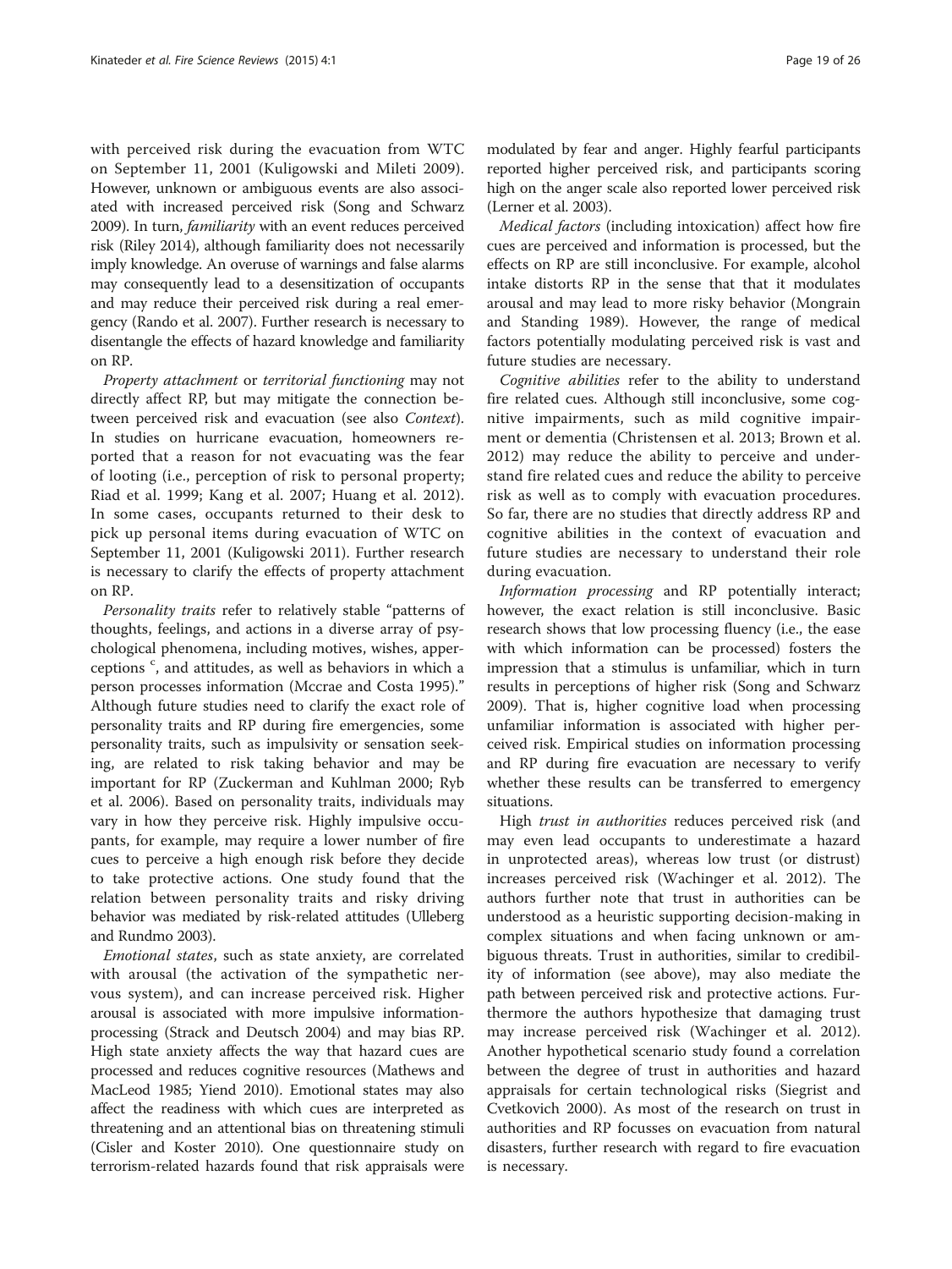with perceived risk during the evacuation from WTC on September 11, 2001 (Kuligowski and Mileti 2009). However, unknown or ambiguous events are also associated with increased perceived risk (Song and Schwarz 2009). In turn, *familiarity* with an event reduces perceived risk (Riley 2014), although familiarity does not necessarily imply knowledge. An overuse of warnings and false alarms may consequently lead to a desensitization of occupants and may reduce their perceived risk during a real emergency (Rando et al. 2007). Further research is necessary to disentangle the effects of hazard knowledge and familiarity on RP.

*Property attachment* or *territorial functioning* may not directly affect RP, but may mitigate the connection between perceived risk and evacuation (see also *Context*). In studies on hurricane evacuation, homeowners reported that a reason for not evacuating was the fear of looting (i.e., perception of risk to personal property; Riad et al. 1999; Kang et al. 2007; Huang et al. 2012). In some cases, occupants returned to their desk to pick up personal items during evacuation of WTC on September 11, 2001 (Kuligowski 2011). Further research is necessary to clarify the effects of property attachment on RP.

*Personality traits* refer to relatively stable "patterns of thoughts, feelings, and actions in a diverse array of psychological phenomena, including motives, wishes, apperceptions [c], and attitudes, as well as behaviors in which a person processes information (Mccrae and Costa 1995)." Although future studies need to clarify the exact role of personality traits and RP during fire emergencies, some personality traits, such as impulsivity or sensation seeking, are related to risk taking behavior and may be important for RP (Zuckerman and Kuhlman 2000; Ryb et al. 2006). Based on personality traits, individuals may vary in how they perceive risk. Highly impulsive occupants, for example, may require a lower number of fire cues to perceive a high enough risk before they decide to take protective actions. One study found that the relation between personality traits and risky driving behavior was mediated by risk-related attitudes (Ulleberg and Rundmo 2003).

*Emotional states*, such as state anxiety, are correlated with arousal (the activation of the sympathetic nervous system), and can increase perceived risk. Higher arousal is associated with more impulsive information-processing (Strack and Deutsch 2004) and may bias RP. High state anxiety affects the way that hazard cues are processed and reduces cognitive resources (Mathews and MacLeod 1985; Yiend 2010). Emotional states may also affect the readiness with which cues are interpreted as threatening and an attentional bias on threatening stimuli (Cisler and Koster 2010). One questionnaire study on terrorism-related hazards found that risk appraisals were modulated by fear and anger. Highly fearful participants reported higher perceived risk, and participants scoring high on the anger scale also reported lower perceived risk (Lerner et al. 2003).

*Medical factors* (including intoxication) affect how fire cues are perceived and information is processed, but the effects on RP are still inconclusive. For example, alcohol intake distorts RP in the sense that that it modulates arousal and may lead to more risky behavior (Mongrain and Standing 1989). However, the range of medical factors potentially modulating perceived risk is vast and future studies are necessary.

*Cognitive abilities* refer to the ability to understand fire related cues. Although still inconclusive, some cognitive impairments, such as mild cognitive impairment or dementia (Christensen et al. 2013; Brown et al. 2012) may reduce the ability to perceive and understand fire related cues and reduce the ability to perceive risk as well as to comply with evacuation procedures. So far, there are no studies that directly address RP and cognitive abilities in the context of evacuation and future studies are necessary to understand their role during evacuation.

*Information processing* and RP potentially interact; however, the exact relation is still inconclusive. Basic research shows that low processing fluency (i.e., the ease with which information can be processed) fosters the impression that a stimulus is unfamiliar, which in turn results in perceptions of higher risk (Song and Schwarz 2009). That is, higher cognitive load when processing unfamiliar information is associated with higher perceived risk. Empirical studies on information processing and RP during fire evacuation are necessary to verify whether these results can be transferred to emergency situations.

High *trust in authorities* reduces perceived risk (and may even lead occupants to underestimate a hazard in unprotected areas), whereas low trust (or distrust) increases perceived risk (Wachinger et al. 2012). The authors further note that trust in authorities can be understood as a heuristic supporting decision-making in complex situations and when facing unknown or ambiguous threats. Trust in authorities, similar to credibility of information (see above), may also mediate the path between perceived risk and protective actions. Furthermore the authors hypothesize that damaging trust may increase perceived risk (Wachinger et al. 2012). Another hypothetical scenario study found a correlation between the degree of trust in authorities and hazard appraisals for certain technological risks (Siegrist and Cvetkovich 2000). As most of the research on trust in authorities and RP focusses on evacuation from natural disasters, further research with regard to fire evacuation is necessary.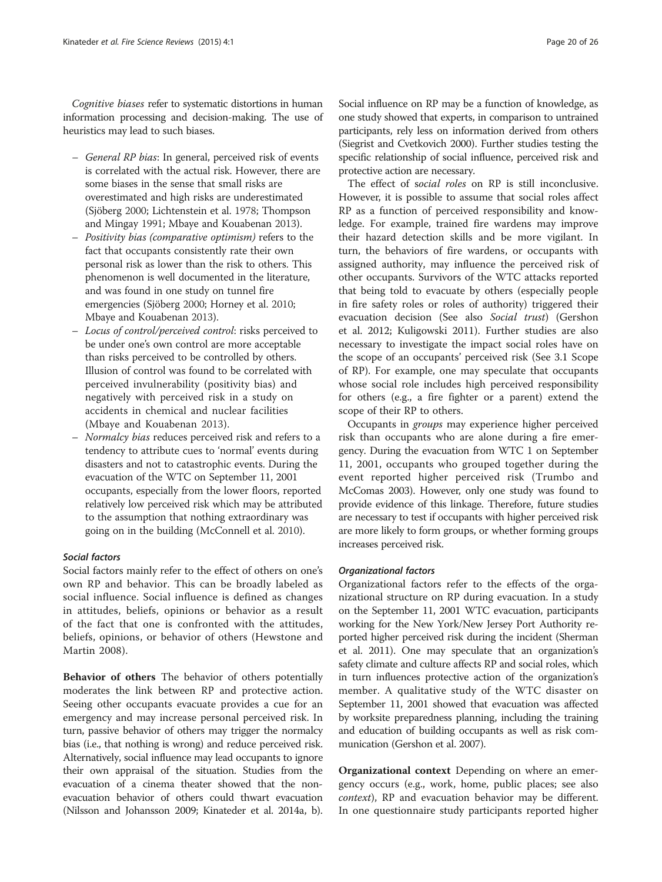*Cognitive biases* refer to systematic distortions in human information processing and decision-making. The use of heuristics may lead to such biases.

- *General RP bias*: In general, perceived risk of events is correlated with the actual risk. However, there are some biases in the sense that small risks are overestimated and high risks are underestimated (Sjöberg 2000; Lichtenstein et al. 1978; Thompson and Mingay 1991; Mbaye and Kouabenan 2013).
- *Positivity bias (comparative optimism)* refers to the fact that occupants consistently rate their own personal risk as lower than the risk to others. This phenomenon is well documented in the literature, and was found in one study on tunnel fire emergencies (Sjöberg 2000; Horney et al. 2010; Mbaye and Kouabenan 2013).
- *Locus of control/perceived control*: risks perceived to be under one's own control are more acceptable than risks perceived to be controlled by others. Illusion of control was found to be correlated with perceived invulnerability (positivity bias) and negatively with perceived risk in a study on accidents in chemical and nuclear facilities (Mbaye and Kouabenan 2013).
- *Normalcy bias* reduces perceived risk and refers to a tendency to attribute cues to 'normal' events during disasters and not to catastrophic events. During the evacuation of the WTC on September 11, 2001 occupants, especially from the lower floors, reported relatively low perceived risk which may be attributed to the assumption that nothing extraordinary was going on in the building (McConnell et al. 2010).

#### *Social factors*

Social factors mainly refer to the effect of others on one's own RP and behavior. This can be broadly labeled as social influence. Social influence is defined as changes in attitudes, beliefs, opinions or behavior as a result of the fact that one is confronted with the attitudes, beliefs, opinions, or behavior of others (Hewstone and Martin 2008).

**Behavior of others** The behavior of others potentially moderates the link between RP and protective action. Seeing other occupants evacuate provides a cue for an emergency and may increase personal perceived risk. In turn, passive behavior of others may trigger the normalcy bias (i.e., that nothing is wrong) and reduce perceived risk. Alternatively, social influence may lead occupants to ignore their own appraisal of the situation. Studies from the evacuation of a cinema theater showed that the non-evacuation behavior of others could thwart evacuation (Nilsson and Johansson 2009; Kinateder et al. 2014a, b). Social influence on RP may be a function of knowledge, as one study showed that experts, in comparison to untrained participants, rely less on information derived from others (Siegrist and Cvetkovich 2000). Further studies testing the specific relationship of social influence, perceived risk and protective action are necessary.

The effect of *social roles* on RP is still inconclusive. However, it is possible to assume that social roles affect RP as a function of perceived responsibility and knowledge. For example, trained fire wardens may improve their hazard detection skills and be more vigilant. In turn, the behaviors of fire wardens, or occupants with assigned authority, may influence the perceived risk of other occupants. Survivors of the WTC attacks reported that being told to evacuate by others (especially people in fire safety roles or roles of authority) triggered their evacuation decision (See also *Social trust*) (Gershon et al. 2012; Kuligowski 2011). Further studies are also necessary to investigate the impact social roles have on the scope of an occupants' perceived risk (See 3.1 Scope of RP). For example, one may speculate that occupants whose social role includes high perceived responsibility for others (e.g., a fire fighter or a parent) extend the scope of their RP to others.

Occupants in *groups* may experience higher perceived risk than occupants who are alone during a fire emergency. During the evacuation from WTC 1 on September 11, 2001, occupants who grouped together during the event reported higher perceived risk (Trumbo and McComas 2003). However, only one study was found to provide evidence of this linkage. Therefore, future studies are necessary to test if occupants with higher perceived risk are more likely to form groups, or whether forming groups increases perceived risk.

#### *Organizational factors*

Organizational factors refer to the effects of the organizational structure on RP during evacuation. In a study on the September 11, 2001 WTC evacuation, participants working for the New York/New Jersey Port Authority reported higher perceived risk during the incident (Sherman et al. 2011). One may speculate that an organization's safety climate and culture affects RP and social roles, which in turn influences protective action of the organization's member. A qualitative study of the WTC disaster on September 11, 2001 showed that evacuation was affected by worksite preparedness planning, including the training and education of building occupants as well as risk communication (Gershon et al. 2007).

**Organizational context** Depending on where an emergency occurs (e.g., work, home, public places; see also *context*), RP and evacuation behavior may be different. In one questionnaire study participants reported higher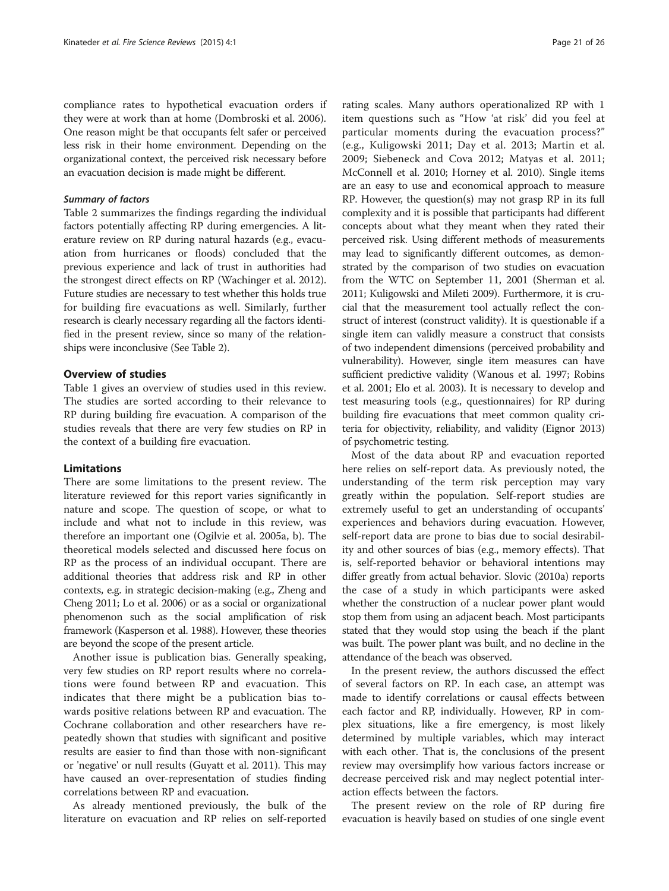compliance rates to hypothetical evacuation orders if they were at work than at home (Dombroski et al. 2006). One reason might be that occupants felt safer or perceived less risk in their home environment. Depending on the organizational context, the perceived risk necessary before an evacuation decision is made might be different.

#### *Summary of factors*

Table 2 summarizes the findings regarding the individual factors potentially affecting RP during emergencies. A literature review on RP during natural hazards (e.g., evacuation from hurricanes or floods) concluded that the previous experience and lack of trust in authorities had the strongest direct effects on RP (Wachinger et al. 2012). Future studies are necessary to test whether this holds true for building fire evacuations as well. Similarly, further research is clearly necessary regarding all the factors identified in the present review, since so many of the relationships were inconclusive (See Table 2).

### Overview of studies

Table 1 gives an overview of studies used in this review. The studies are sorted according to their relevance to RP during building fire evacuation. A comparison of the studies reveals that there are very few studies on RP in the context of a building fire evacuation.

### Limitations

There are some limitations to the present review. The literature reviewed for this report varies significantly in nature and scope. The question of scope, or what to include and what not to include in this review, was therefore an important one (Ogilvie et al. 2005a, b). The theoretical models selected and discussed here focus on RP as the process of an individual occupant. There are additional theories that address risk and RP in other contexts, e.g. in strategic decision-making (e.g., Zheng and Cheng 2011; Lo et al. 2006) or as a social or organizational phenomenon such as the social amplification of risk framework (Kasperson et al. 1988). However, these theories are beyond the scope of the present article.

Another issue is publication bias. Generally speaking, very few studies on RP report results where no correlations were found between RP and evacuation. This indicates that there might be a publication bias towards positive relations between RP and evacuation. The Cochrane collaboration and other researchers have repeatedly shown that studies with significant and positive results are easier to find than those with non-significant or 'negative' or null results (Guyatt et al. 2011). This may have caused an over-representation of studies finding correlations between RP and evacuation.

As already mentioned previously, the bulk of the literature on evacuation and RP relies on self-reported rating scales. Many authors operationalized RP with 1 item questions such as "How 'at risk' did you feel at particular moments during the evacuation process?" (e.g., Kuligowski 2011; Day et al. 2013; Martin et al. 2009; Siebeneck and Cova 2012; Matyas et al. 2011; McConnell et al. 2010; Horney et al. 2010). Single items are an easy to use and economical approach to measure RP. However, the question(s) may not grasp RP in its full complexity and it is possible that participants had different concepts about what they meant when they rated their perceived risk. Using different methods of measurements may lead to significantly different outcomes, as demonstrated by the comparison of two studies on evacuation from the WTC on September 11, 2001 (Sherman et al. 2011; Kuligowski and Mileti 2009). Furthermore, it is crucial that the measurement tool actually reflect the construct of interest (construct validity). It is questionable if a single item can validly measure a construct that consists of two independent dimensions (perceived probability and vulnerability). However, single item measures can have sufficient predictive validity (Wanous et al. 1997; Robins et al. 2001; Elo et al. 2003). It is necessary to develop and test measuring tools (e.g., questionnaires) for RP during building fire evacuations that meet common quality criteria for objectivity, reliability, and validity (Eignor 2013) of psychometric testing.

Most of the data about RP and evacuation reported here relies on self-report data. As previously noted, the understanding of the term risk perception may vary greatly within the population. Self-report studies are extremely useful to get an understanding of occupants' experiences and behaviors during evacuation. However, self-report data are prone to bias due to social desirability and other sources of bias (e.g., memory effects). That is, self-reported behavior or behavioral intentions may differ greatly from actual behavior. Slovic (2010a) reports the case of a study in which participants were asked whether the construction of a nuclear power plant would stop them from using an adjacent beach. Most participants stated that they would stop using the beach if the plant was built. The power plant was built, and no decline in the attendance of the beach was observed.

In the present review, the authors discussed the effect of several factors on RP. In each case, an attempt was made to identify correlations or causal effects between each factor and RP, individually. However, RP in complex situations, like a fire emergency, is most likely determined by multiple variables, which may interact with each other. That is, the conclusions of the present review may oversimplify how various factors increase or decrease perceived risk and may neglect potential interaction effects between the factors.

The present review on the role of RP during fire evacuation is heavily based on studies of one single event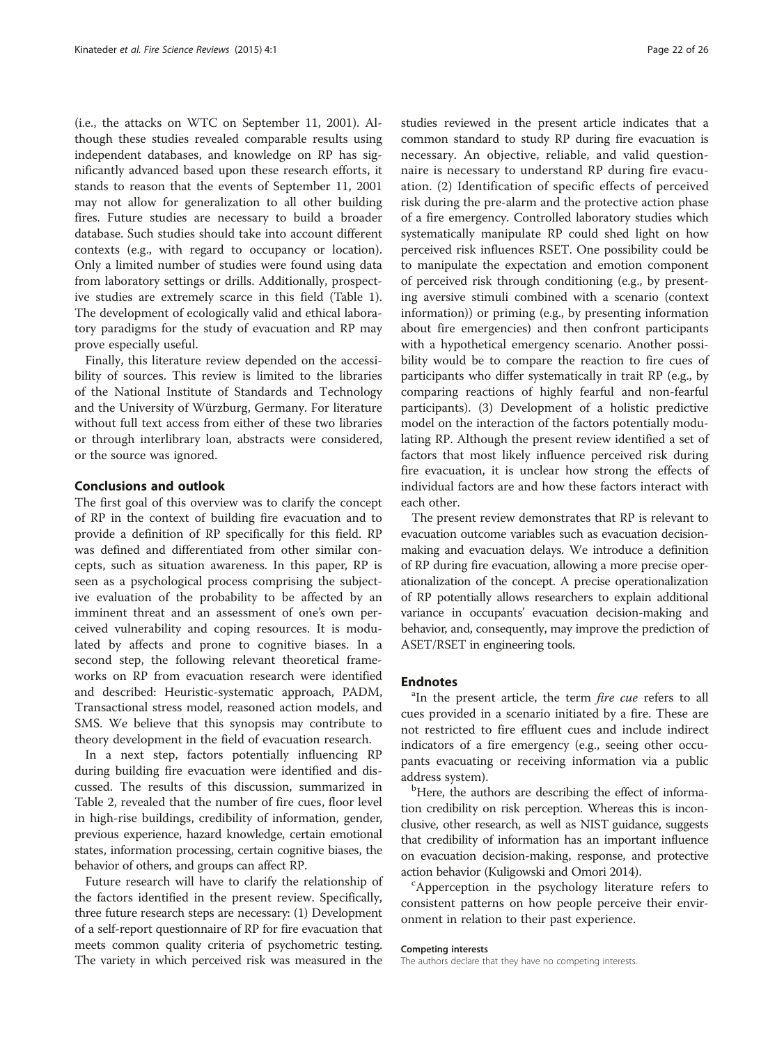(i.e., the attacks on WTC on September 11, 2001). Although these studies revealed comparable results using independent databases, and knowledge on RP has significantly advanced based upon these research efforts, it stands to reason that the events of September 11, 2001 may not allow for generalization to all other building fires. Future studies are necessary to build a broader database. Such studies should take into account different contexts (e.g., with regard to occupancy or location). Only a limited number of studies were found using data from laboratory settings or drills. Additionally, prospective studies are extremely scarce in this field (Table 1). The development of ecologically valid and ethical laboratory paradigms for the study of evacuation and RP may prove especially useful.

Finally, this literature review depended on the accessibility of sources. This review is limited to the libraries of the National Institute of Standards and Technology and the University of Würzburg, Germany. For literature without full text access from either of these two libraries or through interlibrary loan, abstracts were considered, or the source was ignored.

## Conclusions and outlook

The first goal of this overview was to clarify the concept of RP in the context of building fire evacuation and to provide a definition of RP specifically for this field. RP was defined and differentiated from other similar concepts, such as situation awareness. In this paper, RP is seen as a psychological process comprising the subjective evaluation of the probability to be affected by an imminent threat and an assessment of one's own perceived vulnerability and coping resources. It is modulated by affects and prone to cognitive biases. In a second step, the following relevant theoretical frameworks on RP from evacuation research were identified and described: Heuristic-systematic approach, PADM, Transactional stress model, reasoned action models, and SMS. We believe that this synopsis may contribute to theory development in the field of evacuation research.

In a next step, factors potentially influencing RP during building fire evacuation were identified and discussed. The results of this discussion, summarized in Table 2, revealed that the number of fire cues, floor level in high-rise buildings, credibility of information, gender, previous experience, hazard knowledge, certain emotional states, information processing, certain cognitive biases, the behavior of others, and groups can affect RP.

Future research will have to clarify the relationship of the factors identified in the present review. Specifically, three future research steps are necessary: (1) Development of a self-report questionnaire of RP for fire evacuation that meets common quality criteria of psychometric testing. The variety in which perceived risk was measured in the studies reviewed in the present article indicates that a common standard to study RP during fire evacuation is necessary. An objective, reliable, and valid questionnaire is necessary to understand RP during fire evacuation. (2) Identification of specific effects of perceived risk during the pre-alarm and the protective action phase of a fire emergency. Controlled laboratory studies which systematically manipulate RP could shed light on how perceived risk influences RSET. One possibility could be to manipulate the expectation and emotion component of perceived risk through conditioning (e.g., by presenting aversive stimuli combined with a scenario (context information)) or priming (e.g., by presenting information about fire emergencies) and then confront participants with a hypothetical emergency scenario. Another possibility would be to compare the reaction to fire cues of participants who differ systematically in trait RP (e.g., by comparing reactions of highly fearful and non-fearful participants). (3) Development of a holistic predictive model on the interaction of the factors potentially modulating RP. Although the present review identified a set of factors that most likely influence perceived risk during fire evacuation, it is unclear how strong the effects of individual factors are and how these factors interact with each other.

The present review demonstrates that RP is relevant to evacuation outcome variables such as evacuation decision-making and evacuation delays. We introduce a definition of RP during fire evacuation, allowing a more precise operationalization of the concept. A precise operationalization of RP potentially allows researchers to explain additional variance in occupants' evacuation decision-making and behavior, and, consequently, may improve the prediction of ASET/RSET in engineering tools.

## Endnotes

[a]In the present article, the term *fire cue* refers to all cues provided in a scenario initiated by a fire. These are not restricted to fire effluent cues and include indirect indicators of a fire emergency (e.g., seeing other occupants evacuating or receiving information via a public address system).

[b]Here, the authors are describing the effect of information credibility on risk perception. Whereas this is inconclusive, other research, as well as NIST guidance, suggests that credibility of information has an important influence on evacuation decision-making, response, and protective action behavior (Kuligowski and Omori 2014).

[c]Apperception in the psychology literature refers to consistent patterns on how people perceive their environment in relation to their past experience.

#### Competing interests

The authors declare that they have no competing interests.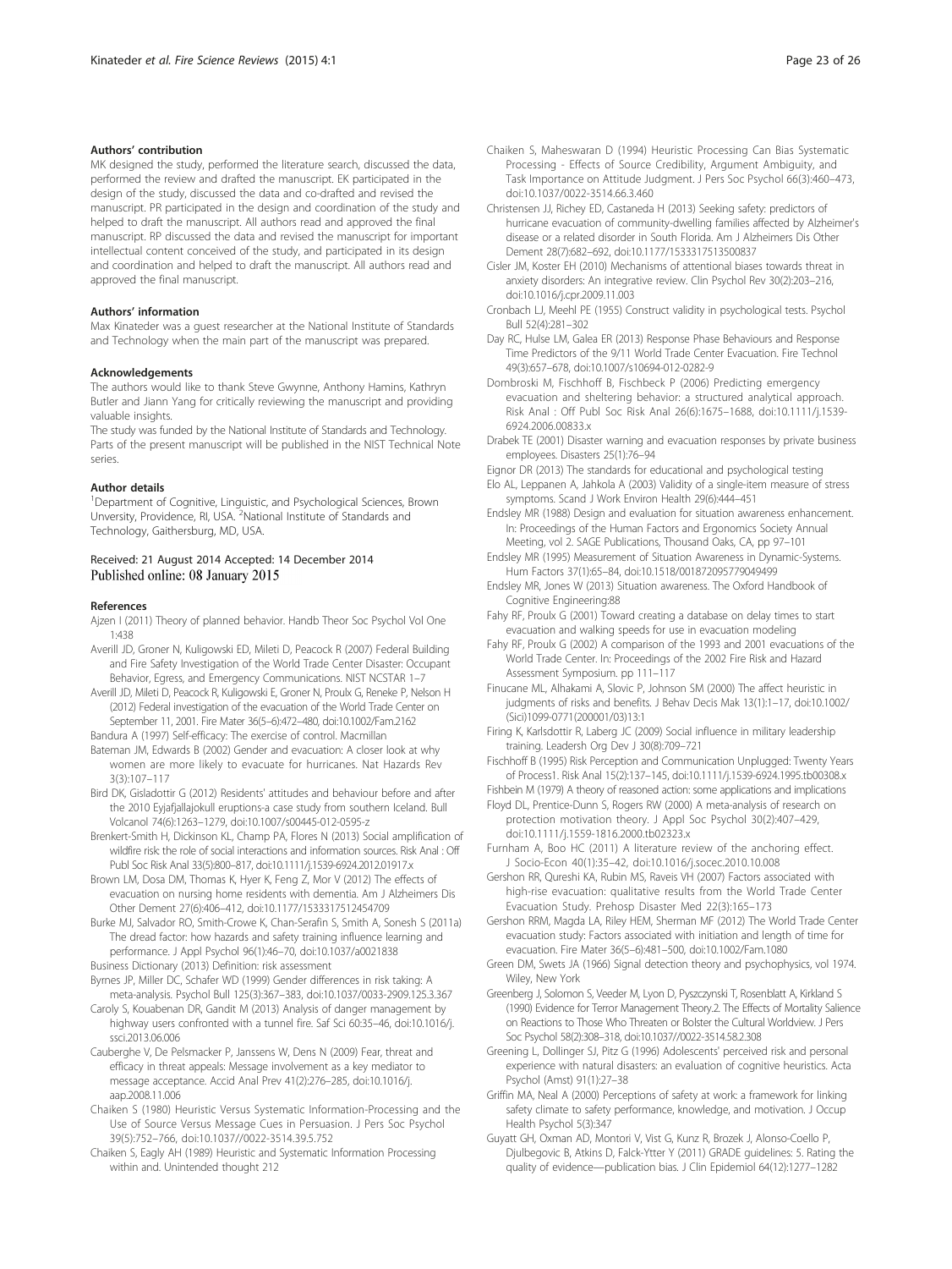#### Authors' contribution

MK designed the study, performed the literature search, discussed the data, performed the review and drafted the manuscript. EK participated in the design of the study, discussed the data and co-drafted and revised the manuscript. PR participated in the design and coordination of the study and helped to draft the manuscript. All authors read and approved the final manuscript. RP discussed the data and revised the manuscript for important intellectual content conceived of the study, and participated in its design and coordination and helped to draft the manuscript. All authors read and approved the final manuscript.

#### Authors' information

Max Kinateder was a guest researcher at the National Institute of Standards and Technology when the main part of the manuscript was prepared.

#### Acknowledgements

The authors would like to thank Steve Gwynne, Anthony Hamins, Kathryn Butler and Jiann Yang for critically reviewing the manuscript and providing valuable insights.

The study was funded by the National Institute of Standards and Technology. Parts of the present manuscript will be published in the NIST Technical Note series.

#### Author details

[1]Department of Cognitive, Linguistic, and Psychological Sciences, Brown Unversity, Providence, RI, USA. [2]National Institute of Standards and Technology, Gaithersburg, MD, USA.

Received: 21 August 2014 Accepted: 14 December 2014
Published online: 08 January 2015

#### References

Ajzen I (2011) Theory of planned behavior. Handb Theor Soc Psychol Vol One 1:438

Averill JD, Groner N, Kuligowski ED, Mileti D, Peacock R (2007) Federal Building and Fire Safety Investigation of the World Trade Center Disaster: Occupant Behavior, Egress, and Emergency Communications. NIST NCSTAR 1–7

Averill JD, Mileti D, Peacock R, Kuligowski E, Groner N, Proulx G, Reneke P, Nelson H (2012) Federal investigation of the evacuation of the World Trade Center on September 11, 2001. Fire Mater 36(5–6):472–480, doi:10.1002/Fam.2162

Bandura A (1997) Self-efficacy: The exercise of control. Macmillan

Bateman JM, Edwards B (2002) Gender and evacuation: A closer look at why women are more likely to evacuate for hurricanes. Nat Hazards Rev 3(3):107–117

Bird DK, Gisladottir G (2012) Residents' attitudes and behaviour before and after the 2010 Eyjafjallajokull eruptions-a case study from southern Iceland. Bull Volcanol 74(6):1263–1279, doi:10.1007/s00445-012-0595-z

Brenkert-Smith H, Dickinson KL, Champ PA, Flores N (2013) Social amplification of wildfire risk: the role of social interactions and information sources. Risk Anal : Off Publ Soc Risk Anal 33(5):800–817, doi:10.1111/j.1539-6924.2012.01917.x

Brown LM, Dosa DM, Thomas K, Hyer K, Feng Z, Mor V (2012) The effects of evacuation on nursing home residents with dementia. Am J Alzheimers Dis Other Dement 27(6):406–412, doi:10.1177/1533317512454709

Burke MJ, Salvador RO, Smith-Crowe K, Chan-Serafin S, Smith A, Sonesh S (2011a) The dread factor: how hazards and safety training influence learning and performance. J Appl Psychol 96(1):46–70, doi:10.1037/a0021838

Business Dictionary (2013) Definition: risk assessment

Byrnes JP, Miller DC, Schafer WD (1999) Gender differences in risk taking: A meta-analysis. Psychol Bull 125(3):367–383, doi:10.1037/0033-2909.125.3.367

Caroly S, Kouabenan DR, Gandit M (2013) Analysis of danger management by highway users confronted with a tunnel fire. Saf Sci 60:35–46, doi:10.1016/j.ssci.2013.06.006

Cauberghe V, De Pelsmacker P, Janssens W, Dens N (2009) Fear, threat and efficacy in threat appeals: Message involvement as a key mediator to message acceptance. Accid Anal Prev 41(2):276–285, doi:10.1016/j.aap.2008.11.006

Chaiken S (1980) Heuristic Versus Systematic Information-Processing and the Use of Source Versus Message Cues in Persuasion. J Pers Soc Psychol 39(5):752–766, doi:10.1037//0022-3514.39.5.752

Chaiken S, Eagly AH (1989) Heuristic and Systematic Information Processing within and. Unintended thought 212

Chaiken S, Maheswaran D (1994) Heuristic Processing Can Bias Systematic Processing - Effects of Source Credibility, Argument Ambiguity, and Task Importance on Attitude Judgment. J Pers Soc Psychol 66(3):460–473, doi:10.1037/0022-3514.66.3.460

Christensen JJ, Richey ED, Castaneda H (2013) Seeking safety: predictors of hurricane evacuation of community-dwelling families affected by Alzheimer's disease or a related disorder in South Florida. Am J Alzheimers Dis Other Dement 28(7):682–692, doi:10.1177/1533317513500837

Cisler JM, Koster EH (2010) Mechanisms of attentional biases towards threat in anxiety disorders: An integrative review. Clin Psychol Rev 30(2):203–216, doi:10.1016/j.cpr.2009.11.003

Cronbach LJ, Meehl PE (1955) Construct validity in psychological tests. Psychol Bull 52(4):281–302

Day RC, Hulse LM, Galea ER (2013) Response Phase Behaviours and Response Time Predictors of the 9/11 World Trade Center Evacuation. Fire Technol 49(3):657–678, doi:10.1007/s10694-012-0282-9

Dombroski M, Fischhoff B, Fischbeck P (2006) Predicting emergency evacuation and sheltering behavior: a structured analytical approach. Risk Anal : Off Publ Soc Risk Anal 26(6):1675–1688, doi:10.1111/j.1539-6924.2006.00833.x

Drabek TE (2001) Disaster warning and evacuation responses by private business employees. Disasters 25(1):76–94

Eignor DR (2013) The standards for educational and psychological testing

Elo AL, Leppanen A, Jahkola A (2003) Validity of a single-item measure of stress symptoms. Scand J Work Environ Health 29(6):444–451

Endsley MR (1988) Design and evaluation for situation awareness enhancement. In: Proceedings of the Human Factors and Ergonomics Society Annual Meeting, vol 2. SAGE Publications, Thousand Oaks, CA, pp 97–101

Endsley MR (1995) Measurement of Situation Awareness in Dynamic-Systems. Hum Factors 37(1):65–84, doi:10.1518/001872095779049499

Endsley MR, Jones W (2013) Situation awareness. The Oxford Handbook of Cognitive Engineering:88

Fahy RF, Proulx G (2001) Toward creating a database on delay times to start evacuation and walking speeds for use in evacuation modeling

Fahy RF, Proulx G (2002) A comparison of the 1993 and 2001 evacuations of the World Trade Center. In: Proceedings of the 2002 Fire Risk and Hazard Assessment Symposium. pp 111–117

Finucane ML, Alhakami A, Slovic P, Johnson SM (2000) The affect heuristic in judgments of risks and benefits. J Behav Decis Mak 13(1):1–17, doi:10.1002/(Sici)1099-0771(200001/03)13:1

Firing K, Karlsdottir R, Laberg JC (2009) Social influence in military leadership training. Leadersh Org Dev J 30(8):709–721

Fischhoff B (1995) Risk Perception and Communication Unplugged: Twenty Years of Process1. Risk Anal 15(2):137–145, doi:10.1111/j.1539-6924.1995.tb00308.x

Fishbein M (1979) A theory of reasoned action: some applications and implications

Floyd DL, Prentice-Dunn S, Rogers RW (2000) A meta-analysis of research on protection motivation theory. J Appl Soc Psychol 30(2):407–429, doi:10.1111/j.1559-1816.2000.tb02323.x

Furnham A, Boo HC (2011) A literature review of the anchoring effect. J Socio-Econ 40(1):35–42, doi:10.1016/j.socec.2010.10.008

Gershon RR, Qureshi KA, Rubin MS, Raveis VH (2007) Factors associated with high-rise evacuation: qualitative results from the World Trade Center Evacuation Study. Prehosp Disaster Med 22(3):165–173

Gershon RRM, Magda LA, Riley HEM, Sherman MF (2012) The World Trade Center evacuation study: Factors associated with initiation and length of time for evacuation. Fire Mater 36(5–6):481–500, doi:10.1002/Fam.1080

Green DM, Swets JA (1966) Signal detection theory and psychophysics, vol 1974. Wiley, New York

Greenberg J, Solomon S, Veeder M, Lyon D, Pyszczynski T, Rosenblatt A, Kirkland S (1990) Evidence for Terror Management Theory.2. The Effects of Mortality Salience on Reactions to Those Who Threaten or Bolster the Cultural Worldview. J Pers Soc Psychol 58(2):308–318, doi:10.1037//0022-3514.58.2.308

Greening L, Dollinger SJ, Pitz G (1996) Adolescents' perceived risk and personal experience with natural disasters: an evaluation of cognitive heuristics. Acta Psychol (Amst) 91(1):27–38

Griffin MA, Neal A (2000) Perceptions of safety at work: a framework for linking safety climate to safety performance, knowledge, and motivation. J Occup Health Psychol 5(3):347

Guyatt GH, Oxman AD, Montori V, Vist G, Kunz R, Brozek J, Alonso-Coello P, Djulbegovic B, Atkins D, Falck-Ytter Y (2011) GRADE guidelines: 5. Rating the quality of evidence—publication bias. J Clin Epidemiol 64(12):1277–1282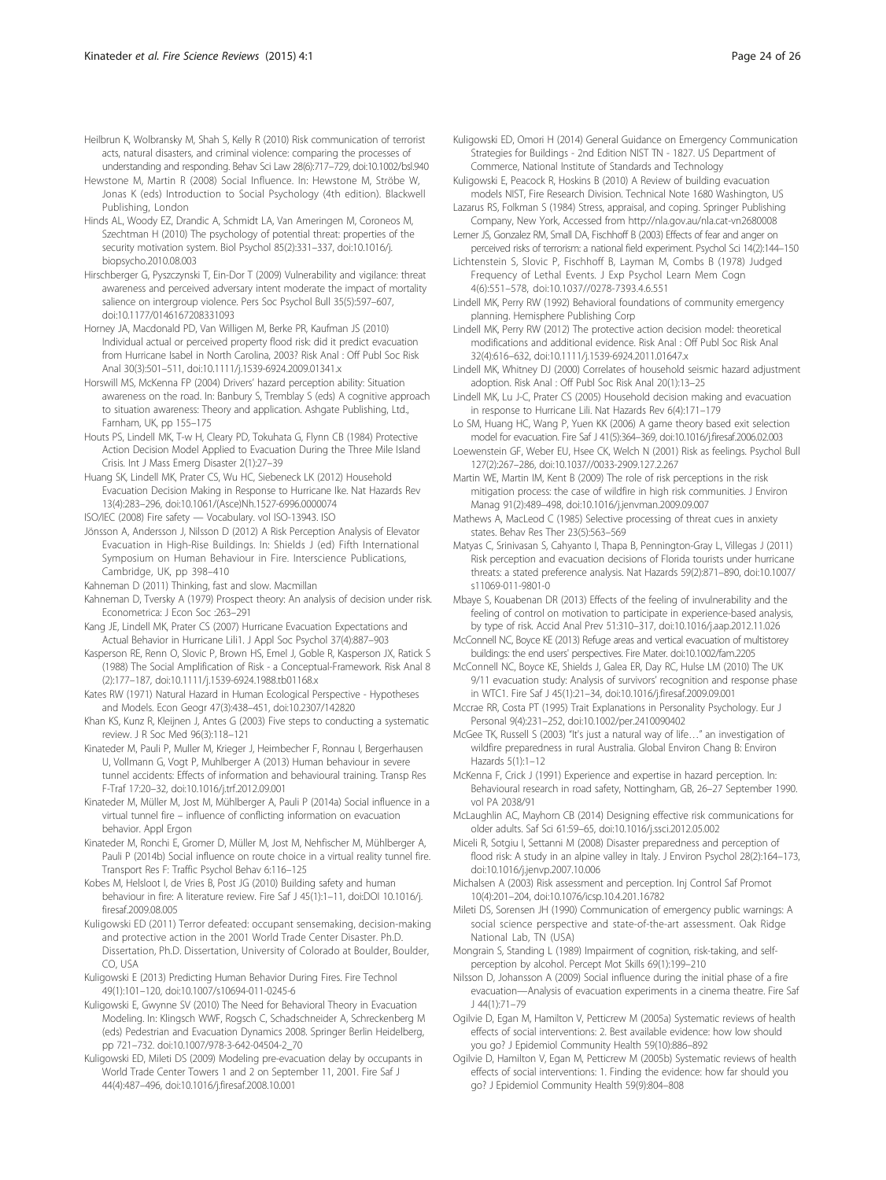Heilbrun K, Wolbransky M, Shah S, Kelly R (2010) Risk communication of terrorist acts, natural disasters, and criminal violence: comparing the processes of understanding and responding. Behav Sci Law 28(6):717–729, doi:10.1002/bsl.940

Hewstone M, Martin R (2008) Social Influence. In: Hewstone M, Ströbe W, Jonas K (eds) Introduction to Social Psychology (4th edition). Blackwell Publishing, London

Hinds AL, Woody EZ, Drandic A, Schmidt LA, Van Ameringen M, Coroneos M, Szechtman H (2010) The psychology of potential threat: properties of the security motivation system. Biol Psychol 85(2):331–337, doi:10.1016/j.biopsycho.2010.08.003

Hirschberger G, Pyszczynski T, Ein-Dor T (2009) Vulnerability and vigilance: threat awareness and perceived adversary intent moderate the impact of mortality salience on intergroup violence. Pers Soc Psychol Bull 35(5):597–607, doi:10.1177/0146167208331093

Horney JA, Macdonald PD, Van Willigen M, Berke PR, Kaufman JS (2010) Individual actual or perceived property flood risk: did it predict evacuation from Hurricane Isabel in North Carolina, 2003? Risk Anal : Off Publ Soc Risk Anal 30(3):501–511, doi:10.1111/j.1539-6924.2009.01341.x

Horswill MS, McKenna FP (2004) Drivers' hazard perception ability: Situation awareness on the road. In: Banbury S, Tremblay S (eds) A cognitive approach to situation awareness: Theory and application. Ashgate Publishing, Ltd., Farnham, UK, pp 155–175

Houts PS, Lindell MK, T-w H, Cleary PD, Tokuhata G, Flynn CB (1984) Protective Action Decision Model Applied to Evacuation During the Three Mile Island Crisis. Int J Mass Emerg Disaster 2(1):27–39

Huang SK, Lindell MK, Prater CS, Wu HC, Siebeneck LK (2012) Household Evacuation Decision Making in Response to Hurricane Ike. Nat Hazards Rev 13(4):283–296, doi:10.1061/(Asce)Nh.1527-6996.0000074

ISO/IEC (2008) Fire safety — Vocabulary. vol ISO-13943. ISO

Jönsson A, Andersson J, Nilsson D (2012) A Risk Perception Analysis of Elevator Evacuation in High-Rise Buildings. In: Shields J (ed) Fifth International Symposium on Human Behaviour in Fire. Interscience Publications, Cambridge, UK, pp 398–410

Kahneman D (2011) Thinking, fast and slow. Macmillan

Kahneman D, Tversky A (1979) Prospect theory: An analysis of decision under risk. Econometrica: J Econ Soc :263–291

Kang JE, Lindell MK, Prater CS (2007) Hurricane Evacuation Expectations and Actual Behavior in Hurricane Lili1. J Appl Soc Psychol 37(4):887–903

Kasperson RE, Renn O, Slovic P, Brown HS, Emel J, Goble R, Kasperson JX, Ratick S (1988) The Social Amplification of Risk - a Conceptual-Framework. Risk Anal 8 (2):177–187, doi:10.1111/j.1539-6924.1988.tb01168.x

Kates RW (1971) Natural Hazard in Human Ecological Perspective - Hypotheses and Models. Econ Geogr 47(3):438–451, doi:10.2307/142820

Khan KS, Kunz R, Kleijnen J, Antes G (2003) Five steps to conducting a systematic review. J R Soc Med 96(3):118–121

Kinateder M, Pauli P, Muller M, Krieger J, Heimbecher F, Ronnau I, Bergerhausen U, Vollmann G, Vogt P, Muhlberger A (2013) Human behaviour in severe tunnel accidents: Effects of information and behavioural training. Transp Res F-Traf 17:20–32, doi:10.1016/j.trf.2012.09.001

Kinateder M, Müller M, Jost M, Mühlberger A, Pauli P (2014a) Social influence in a virtual tunnel fire – influence of conflicting information on evacuation behavior. Appl Ergon

Kinateder M, Ronchi E, Gromer D, Müller M, Jost M, Nehfischer M, Mühlberger A, Pauli P (2014b) Social influence on route choice in a virtual reality tunnel fire. Transport Res F: Traffic Psychol Behav 6:116–125

Kobes M, Helsloot I, de Vries B, Post JG (2010) Building safety and human behaviour in fire: A literature review. Fire Saf J 45(1):1–11, doi:DOI 10.1016/j.firesaf.2009.08.005

Kuligowski ED (2011) Terror defeated: occupant sensemaking, decision-making and protective action in the 2001 World Trade Center Disaster. Ph.D. Dissertation, Ph.D. Dissertation, University of Colorado at Boulder, Boulder, CO, USA

Kuligowski E (2013) Predicting Human Behavior During Fires. Fire Technol 49(1):101–120, doi:10.1007/s10694-011-0245-6

Kuligowski E, Gwynne SV (2010) The Need for Behavioral Theory in Evacuation Modeling. In: Klingsch WWF, Rogsch C, Schadschneider A, Schreckenberg M (eds) Pedestrian and Evacuation Dynamics 2008. Springer Berlin Heidelberg, pp 721–732. doi:10.1007/978-3-642-04504-2_70

Kuligowski ED, Mileti DS (2009) Modeling pre-evacuation delay by occupants in World Trade Center Towers 1 and 2 on September 11, 2001. Fire Saf J 44(4):487–496, doi:10.1016/j.firesaf.2008.10.001

Kuligowski ED, Omori H (2014) General Guidance on Emergency Communication Strategies for Buildings - 2nd Edition NIST TN - 1827. US Department of Commerce, National Institute of Standards and Technology

Kuligowski E, Peacock R, Hoskins B (2010) A Review of building evacuation models NIST, Fire Research Division. Technical Note 1680 Washington, US

Lazarus RS, Folkman S (1984) Stress, appraisal, and coping. Springer Publishing Company, New York, Accessed from http://nla.gov.au/nla.cat-vn2680008

Lerner JS, Gonzalez RM, Small DA, Fischhoff B (2003) Effects of fear and anger on perceived risks of terrorism: a national field experiment. Psychol Sci 14(2):144–150

Lichtenstein S, Slovic P, Fischhoff B, Layman M, Combs B (1978) Judged Frequency of Lethal Events. J Exp Psychol Learn Mem Cogn 4(6):551–578, doi:10.1037//0278-7393.4.6.551

Lindell MK, Perry RW (1992) Behavioral foundations of community emergency planning. Hemisphere Publishing Corp

Lindell MK, Perry RW (2012) The protective action decision model: theoretical modifications and additional evidence. Risk Anal : Off Publ Soc Risk Anal 32(4):616–632, doi:10.1111/j.1539-6924.2011.01647.x

Lindell MK, Whitney DJ (2000) Correlates of household seismic hazard adjustment adoption. Risk Anal : Off Publ Soc Risk Anal 20(1):13–25

Lindell MK, Lu J-C, Prater CS (2005) Household decision making and evacuation in response to Hurricane Lili. Nat Hazards Rev 6(4):171–179

Lo SM, Huang HC, Wang P, Yuen KK (2006) A game theory based exit selection model for evacuation. Fire Saf J 41(5):364–369, doi:10.1016/j.firesaf.2006.02.003

Loewenstein GF, Weber EU, Hsee CK, Welch N (2001) Risk as feelings. Psychol Bull 127(2):267–286, doi:10.1037//0033-2909.127.2.267

Martin WE, Martin IM, Kent B (2009) The role of risk perceptions in the risk mitigation process: the case of wildfire in high risk communities. J Environ Manag 91(2):489–498, doi:10.1016/j.jenvman.2009.09.007

Mathews A, MacLeod C (1985) Selective processing of threat cues in anxiety states. Behav Res Ther 23(5):563–569

Matyas C, Srinivasan S, Cahyanto I, Thapa B, Pennington-Gray L, Villegas J (2011) Risk perception and evacuation decisions of Florida tourists under hurricane threats: a stated preference analysis. Nat Hazards 59(2):871–890, doi:10.1007/s11069-011-9801-0

Mbaye S, Kouabenan DR (2013) Effects of the feeling of invulnerability and the feeling of control on motivation to participate in experience-based analysis, by type of risk. Accid Anal Prev 51:310–317, doi:10.1016/j.aap.2012.11.026

McConnell NC, Boyce KE (2013) Refuge areas and vertical evacuation of multistorey buildings: the end users' perspectives. Fire Mater. doi:10.1002/fam.2205

McConnell NC, Boyce KE, Shields J, Galea ER, Day RC, Hulse LM (2010) The UK 9/11 evacuation study: Analysis of survivors' recognition and response phase in WTC1. Fire Saf J 45(1):21–34, doi:10.1016/j.firesaf.2009.09.001

Mccrae RR, Costa PT (1995) Trait Explanations in Personality Psychology. Eur J Personal 9(4):231–252, doi:10.1002/per.2410090402

McGee TK, Russell S (2003) "It's just a natural way of life…" an investigation of wildfire preparedness in rural Australia. Global Environ Chang B: Environ Hazards 5(1):1–12

McKenna F, Crick J (1991) Experience and expertise in hazard perception. In: Behavioural research in road safety, Nottingham, GB, 26–27 September 1990. vol PA 2038/91

McLaughlin AC, Mayhorn CB (2014) Designing effective risk communications for older adults. Saf Sci 61:59–65, doi:10.1016/j.ssci.2012.05.002

Miceli R, Sotgiu I, Settanni M (2008) Disaster preparedness and perception of flood risk: A study in an alpine valley in Italy. J Environ Psychol 28(2):164–173, doi:10.1016/j.jenvp.2007.10.006

Michalsen A (2003) Risk assessment and perception. Inj Control Saf Promot 10(4):201–204, doi:10.1076/icsp.10.4.201.16782

Mileti DS, Sorensen JH (1990) Communication of emergency public warnings: A social science perspective and state-of-the-art assessment. Oak Ridge National Lab, TN (USA)

Mongrain S, Standing L (1989) Impairment of cognition, risk-taking, and self-perception by alcohol. Percept Mot Skills 69(1):199–210

Nilsson D, Johansson A (2009) Social influence during the initial phase of a fire evacuation—Analysis of evacuation experiments in a cinema theatre. Fire Saf J 44(1):71–79

Ogilvie D, Egan M, Hamilton V, Petticrew M (2005a) Systematic reviews of health effects of social interventions: 2. Best available evidence: how low should you go? J Epidemiol Community Health 59(10):886–892

Ogilvie D, Hamilton V, Egan M, Petticrew M (2005b) Systematic reviews of health effects of social interventions: 1. Finding the evidence: how far should you go? J Epidemiol Community Health 59(9):804–808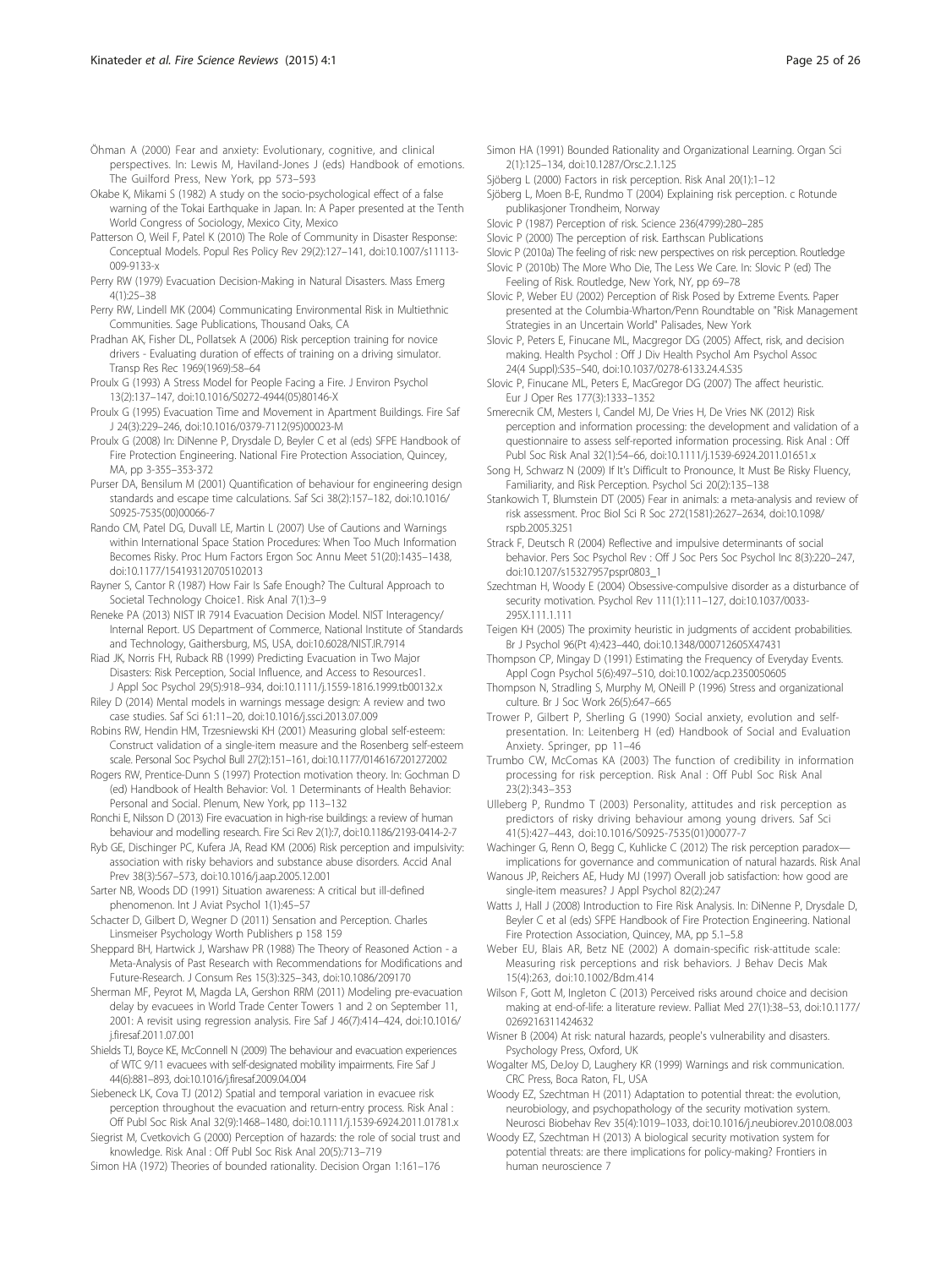Öhman A (2000) Fear and anxiety: Evolutionary, cognitive, and clinical perspectives. In: Lewis M, Haviland-Jones J (eds) Handbook of emotions. The Guilford Press, New York, pp 573–593

Okabe K, Mikami S (1982) A study on the socio-psychological effect of a false warning of the Tokai Earthquake in Japan. In: A Paper presented at the Tenth World Congress of Sociology, Mexico City, Mexico

Patterson O, Weil F, Patel K (2010) The Role of Community in Disaster Response: Conceptual Models. Popul Res Policy Rev 29(2):127–141, doi:10.1007/s11113-009-9133-x

Perry RW (1979) Evacuation Decision-Making in Natural Disasters. Mass Emerg 4(1):25–38

Perry RW, Lindell MK (2004) Communicating Environmental Risk in Multiethnic Communities. Sage Publications, Thousand Oaks, CA

Pradhan AK, Fisher DL, Pollatsek A (2006) Risk perception training for novice drivers - Evaluating duration of effects of training on a driving simulator. Transp Res Rec 1969(1969):58–64

Proulx G (1993) A Stress Model for People Facing a Fire. J Environ Psychol 13(2):137–147, doi:10.1016/S0272-4944(05)80146-X

Proulx G (1995) Evacuation Time and Movement in Apartment Buildings. Fire Saf J 24(3):229–246, doi:10.1016/0379-7112(95)00023-M

Proulx G (2008) In: DiNenne P, Drysdale D, Beyler C et al (eds) SFPE Handbook of Fire Protection Engineering. National Fire Protection Association, Quincey, MA, pp 3-355–353-372

Purser DA, Bensilum M (2001) Quantification of behaviour for engineering design standards and escape time calculations. Saf Sci 38(2):157–182, doi:10.1016/S0925-7535(00)00066-7

Rando CM, Patel DG, Duvall LE, Martin L (2007) Use of Cautions and Warnings within International Space Station Procedures: When Too Much Information Becomes Risky. Proc Hum Factors Ergon Soc Annu Meet 51(20):1435–1438, doi:10.1177/154193120705102013

Rayner S, Cantor R (1987) How Fair Is Safe Enough? The Cultural Approach to Societal Technology Choice1. Risk Anal 7(1):3–9

Reneke PA (2013) NIST IR 7914 Evacuation Decision Model. NIST Interagency/Internal Report. US Department of Commerce, National Institute of Standards and Technology, Gaithersburg, MS, USA, doi:10.6028/NIST.IR.7914

Riad JK, Norris FH, Ruback RB (1999) Predicting Evacuation in Two Major Disasters: Risk Perception, Social Influence, and Access to Resources1. J Appl Soc Psychol 29(5):918–934, doi:10.1111/j.1559-1816.1999.tb00132.x

Riley D (2014) Mental models in warnings message design: A review and two case studies. Saf Sci 61:11–20, doi:10.1016/j.ssci.2013.07.009

Robins RW, Hendin HM, Trzesniewski KH (2001) Measuring global self-esteem: Construct validation of a single-item measure and the Rosenberg self-esteem scale. Personal Soc Psychol Bull 27(2):151–161, doi:10.1177/0146167201272002

Rogers RW, Prentice-Dunn S (1997) Protection motivation theory. In: Gochman D (ed) Handbook of Health Behavior: Vol. 1 Determinants of Health Behavior: Personal and Social. Plenum, New York, pp 113–132

Ronchi E, Nilsson D (2013) Fire evacuation in high-rise buildings: a review of human behaviour and modelling research. Fire Sci Rev 2(1):7, doi:10.1186/2193-0414-2-7

Ryb GE, Dischinger PC, Kufera JA, Read KM (2006) Risk perception and impulsivity: association with risky behaviors and substance abuse disorders. Accid Anal Prev 38(3):567–573, doi:10.1016/j.aap.2005.12.001

Sarter NB, Woods DD (1991) Situation awareness: A critical but ill-defined phenomenon. Int J Aviat Psychol 1(1):45–57

Schacter D, Gilbert D, Wegner D (2011) Sensation and Perception. Charles Linsmeiser Psychology Worth Publishers p 158 159

Sheppard BH, Hartwick J, Warshaw PR (1988) The Theory of Reasoned Action - a Meta-Analysis of Past Research with Recommendations for Modifications and Future-Research. J Consum Res 15(3):325–343, doi:10.1086/209170

Sherman MF, Peyrot M, Magda LA, Gershon RRM (2011) Modeling pre-evacuation delay by evacuees in World Trade Center Towers 1 and 2 on September 11, 2001: A revisit using regression analysis. Fire Saf J 46(7):414–424, doi:10.1016/j.firesaf.2011.07.001

Shields TJ, Boyce KE, McConnell N (2009) The behaviour and evacuation experiences of WTC 9/11 evacuees with self-designated mobility impairments. Fire Saf J 44(6):881–893, doi:10.1016/j.firesaf.2009.04.004

Siebeneck LK, Cova TJ (2012) Spatial and temporal variation in evacuee risk perception throughout the evacuation and return-entry process. Risk Anal : Off Publ Soc Risk Anal 32(9):1468–1480, doi:10.1111/j.1539-6924.2011.01781.x

Siegrist M, Cvetkovich G (2000) Perception of hazards: the role of social trust and knowledge. Risk Anal : Off Publ Soc Risk Anal 20(5):713–719

Simon HA (1972) Theories of bounded rationality. Decision Organ 1:161–176

Simon HA (1991) Bounded Rationality and Organizational Learning. Organ Sci 2(1):125–134, doi:10.1287/Orsc.2.1.125

Sjöberg L (2000) Factors in risk perception. Risk Anal 20(1):1–12

Sjöberg L, Moen B-E, Rundmo T (2004) Explaining risk perception. c Rotunde publikasjoner Trondheim, Norway

Slovic P (1987) Perception of risk. Science 236(4799):280–285

Slovic P (2000) The perception of risk. Earthscan Publications

Slovic P (2010a) The feeling of risk: new perspectives on risk perception. Routledge

Slovic P (2010b) The More Who Die, The Less We Care. In: Slovic P (ed) The Feeling of Risk. Routledge, New York, NY, pp 69–78

Slovic P, Weber EU (2002) Perception of Risk Posed by Extreme Events. Paper presented at the Columbia-Wharton/Penn Roundtable on "Risk Management Strategies in an Uncertain World" Palisades, New York

Slovic P, Peters E, Finucane ML, Macgregor DG (2005) Affect, risk, and decision making. Health Psychol : Off J Div Health Psychol Am Psychol Assoc 24(4 Suppl):S35–S40, doi:10.1037/0278-6133.24.4.S35

Slovic P, Finucane ML, Peters E, MacGregor DG (2007) The affect heuristic. Eur J Oper Res 177(3):1333–1352

Smerecnik CM, Mesters I, Candel MJ, De Vries H, De Vries NK (2012) Risk perception and information processing: the development and validation of a questionnaire to assess self-reported information processing. Risk Anal : Off Publ Soc Risk Anal 32(1):54–66, doi:10.1111/j.1539-6924.2011.01651.x

Song H, Schwarz N (2009) If It's Difficult to Pronounce, It Must Be Risky Fluency, Familiarity, and Risk Perception. Psychol Sci 20(2):135–138

Stankowich T, Blumstein DT (2005) Fear in animals: a meta-analysis and review of risk assessment. Proc Biol Sci R Soc 272(1581):2627–2634, doi:10.1098/rspb.2005.3251

Strack F, Deutsch R (2004) Reflective and impulsive determinants of social behavior. Pers Soc Psychol Rev : Off J Soc Pers Soc Psychol Inc 8(3):220–247, doi:10.1207/s15327957pspr0803_1

Szechtman H, Woody E (2004) Obsessive-compulsive disorder as a disturbance of security motivation. Psychol Rev 111(1):111–127, doi:10.1037/0033-295X.111.1.111

Teigen KH (2005) The proximity heuristic in judgments of accident probabilities. Br J Psychol 96(Pt 4):423–440, doi:10.1348/000712605X47431

Thompson CP, Mingay D (1991) Estimating the Frequency of Everyday Events. Appl Cogn Psychol 5(6):497–510, doi:10.1002/acp.2350050605

Thompson N, Stradling S, Murphy M, ONeill P (1996) Stress and organizational culture. Br J Soc Work 26(5):647–665

Trower P, Gilbert P, Sherling G (1990) Social anxiety, evolution and self-presentation. In: Leitenberg H (ed) Handbook of Social and Evaluation Anxiety. Springer, pp 11–46

Trumbo CW, McComas KA (2003) The function of credibility in information processing for risk perception. Risk Anal : Off Publ Soc Risk Anal 23(2):343–353

Ulleberg P, Rundmo T (2003) Personality, attitudes and risk perception as predictors of risky driving behaviour among young drivers. Saf Sci 41(5):427–443, doi:10.1016/S0925-7535(01)00077-7

Wachinger G, Renn O, Begg C, Kuhlicke C (2012) The risk perception paradox—implications for governance and communication of natural hazards. Risk Anal

Wanous JP, Reichers AE, Hudy MJ (1997) Overall job satisfaction: how good are single-item measures? J Appl Psychol 82(2):247

Watts J, Hall J (2008) Introduction to Fire Risk Analysis. In: DiNenne P, Drysdale D, Beyler C et al (eds) SFPE Handbook of Fire Protection Engineering. National Fire Protection Association, Quincey, MA, pp 5.1–5.8

Weber EU, Blais AR, Betz NE (2002) A domain-specific risk-attitude scale: Measuring risk perceptions and risk behaviors. J Behav Decis Mak 15(4):263, doi:10.1002/Bdm.414

Wilson F, Gott M, Ingleton C (2013) Perceived risks around choice and decision making at end-of-life: a literature review. Palliat Med 27(1):38–53, doi:10.1177/0269216311424632

Wisner B (2004) At risk: natural hazards, people's vulnerability and disasters. Psychology Press, Oxford, UK

Wogalter MS, DeJoy D, Laughery KR (1999) Warnings and risk communication. CRC Press, Boca Raton, FL, USA

Woody EZ, Szechtman H (2011) Adaptation to potential threat: the evolution, neurobiology, and psychopathology of the security motivation system. Neurosci Biobehav Rev 35(4):1019–1033, doi:10.1016/j.neubiorev.2010.08.003

Woody EZ, Szechtman H (2013) A biological security motivation system for potential threats: are there implications for policy-making? Frontiers in human neuroscience 7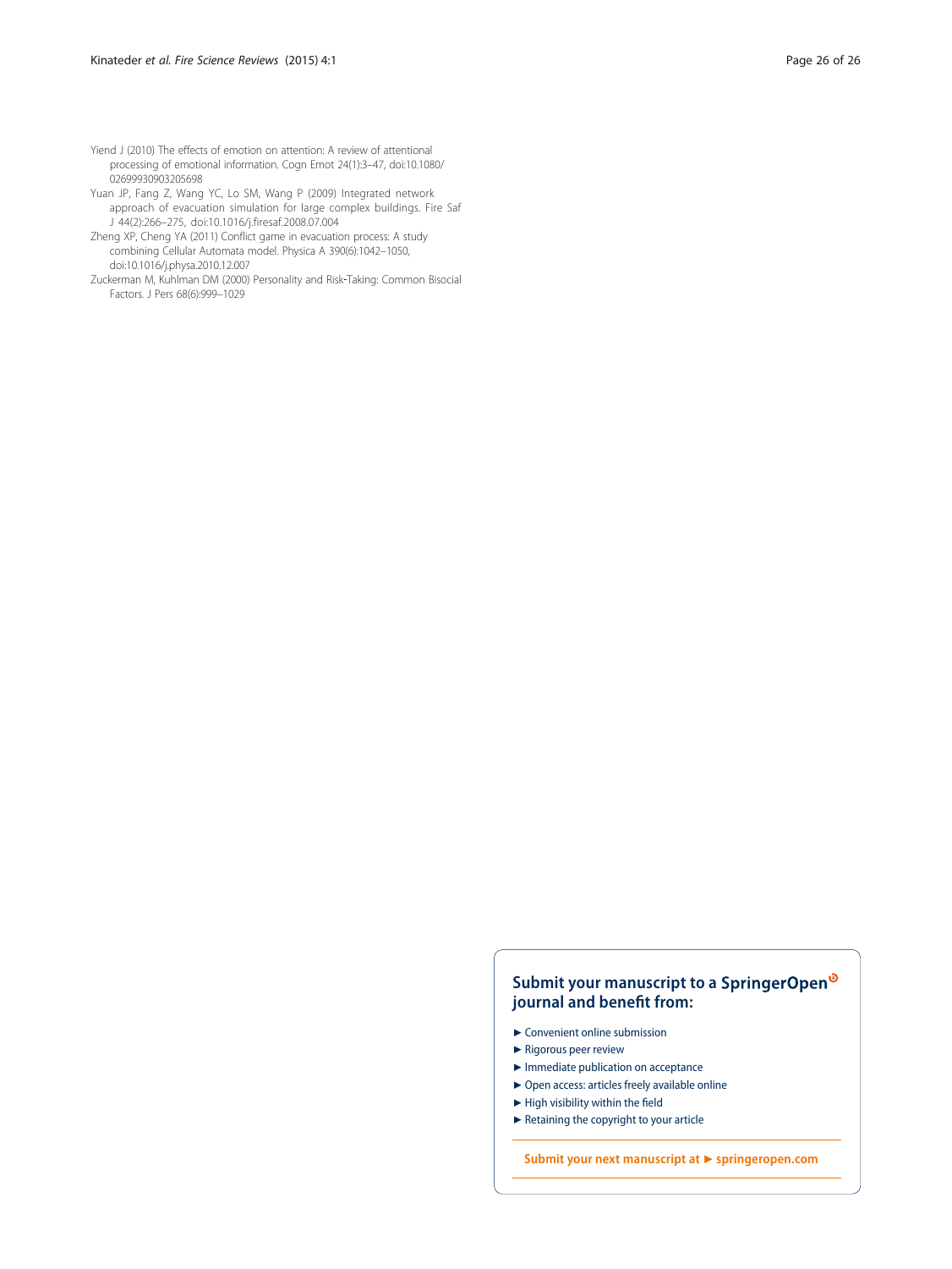Yiend J (2010) The effects of emotion on attention: A review of attentional processing of emotional information. Cogn Emot 24(1):3–47, doi:10.1080/02699930903205698

Yuan JP, Fang Z, Wang YC, Lo SM, Wang P (2009) Integrated network approach of evacuation simulation for large complex buildings. Fire Saf J 44(2):266–275, doi:10.1016/j.firesaf.2008.07.004

Zheng XP, Cheng YA (2011) Conflict game in evacuation process: A study combining Cellular Automata model. Physica A 390(6):1042–1050, doi:10.1016/j.physa.2010.12.007

Zuckerman M, Kuhlman DM (2000) Personality and Risk-Taking: Common Bisocial Factors. J Pers 68(6):999–1029

**Submit your manuscript to a SpringerOpen journal and benefit from:**

- ► Convenient online submission
- ► Rigorous peer review
- ► Immediate publication on acceptance
- ► Open access: articles freely available online
- ► High visibility within the field
- ► Retaining the copyright to your article

**Submit your next manuscript at ► springeropen.com**